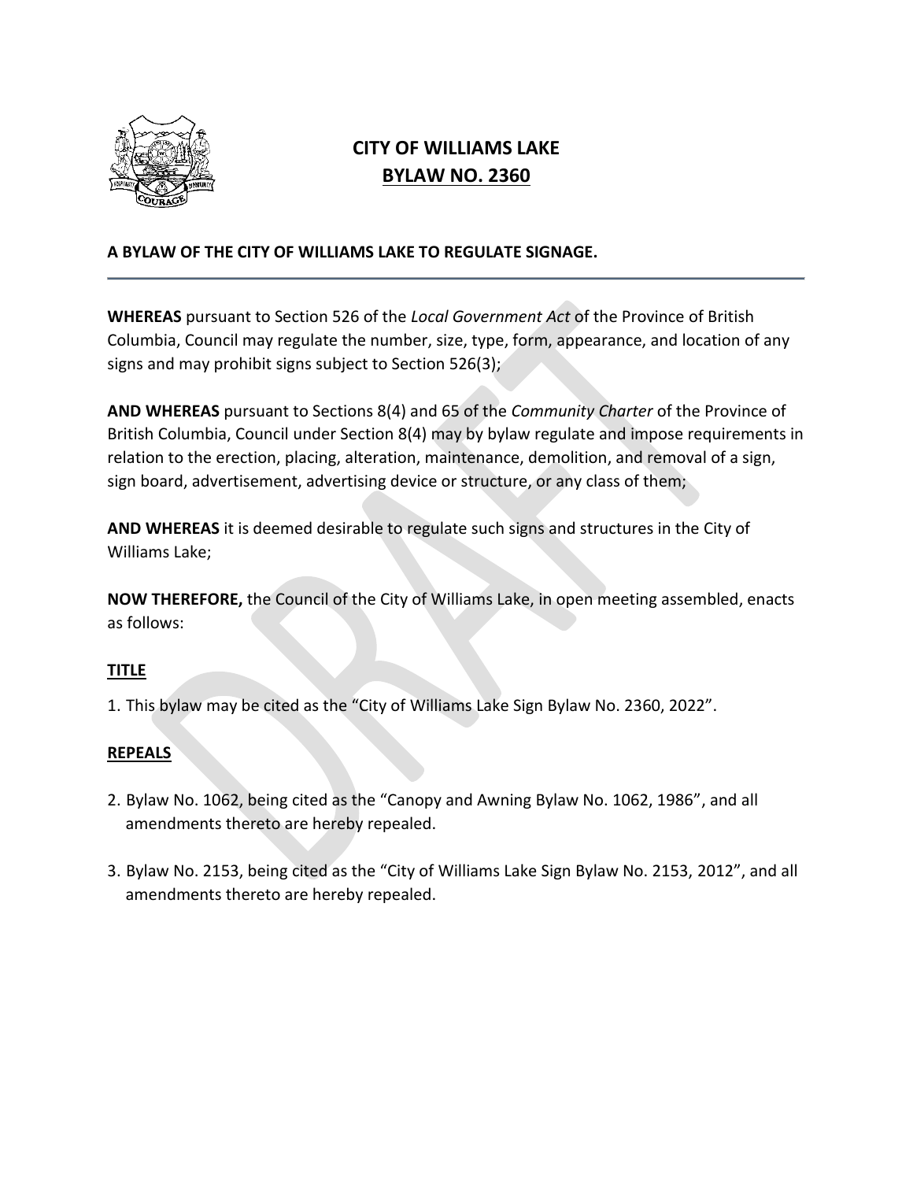# CITY OF WILLIAMS LAKE
## BYLAW NO. 2360

**A BYLAW OF THE CITY OF WILLIAMS LAKE TO REGULATE SIGNAGE.**

---

**WHEREAS** pursuant to Section 526 of the *Local Government Act* of the Province of British Columbia, Council may regulate the number, size, type, form, appearance, and location of any signs and may prohibit signs subject to Section 526(3);

**AND WHEREAS** pursuant to Sections 8(4) and 65 of the *Community Charter* of the Province of British Columbia, Council under Section 8(4) may by bylaw regulate and impose requirements in relation to the erection, placing, alteration, maintenance, demolition, and removal of a sign, sign board, advertisement, advertising device or structure, or any class of them;

**AND WHEREAS** it is deemed desirable to regulate such signs and structures in the City of Williams Lake;

**NOW THEREFORE,** the Council of the City of Williams Lake, in open meeting assembled, enacts as follows:

### TITLE

1. This bylaw may be cited as the "City of Williams Lake Sign Bylaw No. 2360, 2022".

### REPEALS

2. Bylaw No. 1062, being cited as the "Canopy and Awning Bylaw No. 1062, 1986", and all amendments thereto are hereby repealed.

3. Bylaw No. 2153, being cited as the "City of Williams Lake Sign Bylaw No. 2153, 2012", and all amendments thereto are hereby repealed.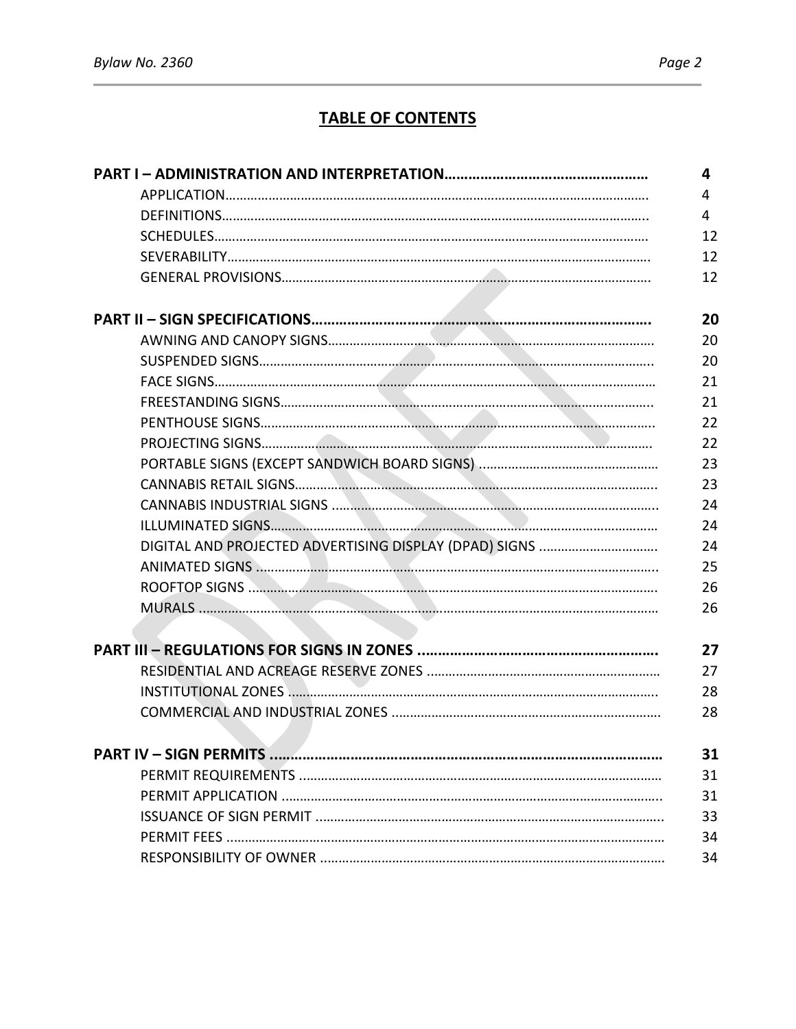# TABLE OF CONTENTS

| | |
|---|---|
| **PART I – ADMINISTRATION AND INTERPRETATION** | **4** |
| APPLICATION | 4 |
| DEFINITIONS | 4 |
| SCHEDULES | 12 |
| SEVERABILITY | 12 |
| GENERAL PROVISIONS | 12 |
| **PART II – SIGN SPECIFICATIONS** | **20** |
| AWNING AND CANOPY SIGNS | 20 |
| SUSPENDED SIGNS | 20 |
| FACE SIGNS | 21 |
| FREESTANDING SIGNS | 21 |
| PENTHOUSE SIGNS | 22 |
| PROJECTING SIGNS | 22 |
| PORTABLE SIGNS (EXCEPT SANDWICH BOARD SIGNS) | 23 |
| CANNABIS RETAIL SIGNS | 23 |
| CANNABIS INDUSTRIAL SIGNS | 24 |
| ILLUMINATED SIGNS | 24 |
| DIGITAL AND PROJECTED ADVERTISING DISPLAY (DPAD) SIGNS | 24 |
| ANIMATED SIGNS | 25 |
| ROOFTOP SIGNS | 26 |
| MURALS | 26 |
| **PART III – REGULATIONS FOR SIGNS IN ZONES** | **27** |
| RESIDENTIAL AND ACREAGE RESERVE ZONES | 27 |
| INSTITUTIONAL ZONES | 28 |
| COMMERCIAL AND INDUSTRIAL ZONES | 28 |
| **PART IV – SIGN PERMITS** | **31** |
| PERMIT REQUIREMENTS | 31 |
| PERMIT APPLICATION | 31 |
| ISSUANCE OF SIGN PERMIT | 33 |
| PERMIT FEES | 34 |
| RESPONSIBILITY OF OWNER | 34 |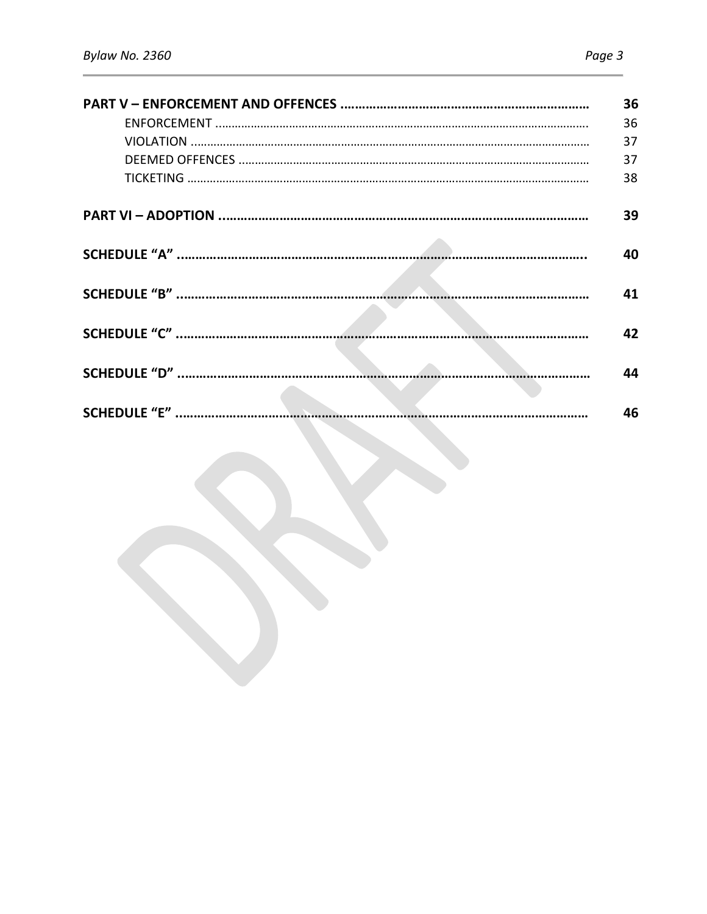**PART V – ENFORCEMENT AND OFFENCES** ............................................................ **36**

- ENFORCEMENT ........................................................................................................ 36
- VIOLATION ............................................................................................................... 37
- DEEMED OFFENCES ................................................................................................. 37
- TICKETING ................................................................................................................ 38

**PART VI – ADOPTION** ........................................................................................... **39**

**SCHEDULE “A”** ....................................................................................................... **40**

**SCHEDULE “B”** ....................................................................................................... **41**

**SCHEDULE “C”** ....................................................................................................... **42**

**SCHEDULE “D”** ....................................................................................................... **44**

**SCHEDULE “E”** ....................................................................................................... **46**

DRAFT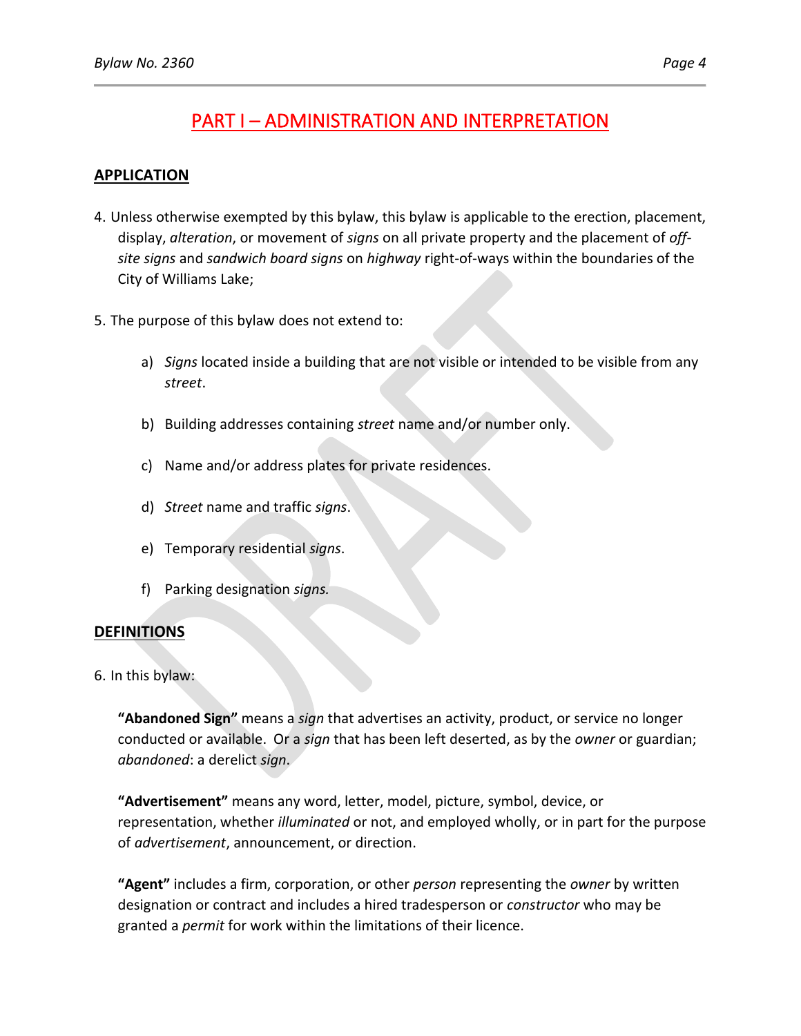# PART I – ADMINISTRATION AND INTERPRETATION

## APPLICATION

4. Unless otherwise exempted by this bylaw, this bylaw is applicable to the erection, placement, display, *alteration*, or movement of *signs* on all private property and the placement of *off-site signs* and *sandwich board signs* on *highway* right-of-ways within the boundaries of the City of Williams Lake;

5. The purpose of this bylaw does not extend to:

   a) *Signs* located inside a building that are not visible or intended to be visible from any *street*.

   b) Building addresses containing *street* name and/or number only.

   c) Name and/or address plates for private residences.

   d) *Street* name and traffic *signs*.

   e) Temporary residential *signs*.

   f) Parking designation *signs.*

## DEFINITIONS

6. In this bylaw:

   **"Abandoned Sign"** means a *sign* that advertises an activity, product, or service no longer conducted or available. Or a *sign* that has been left deserted, as by the *owner* or guardian; *abandoned*: a derelict *sign*.

   **"Advertisement"** means any word, letter, model, picture, symbol, device, or representation, whether *illuminated* or not, and employed wholly, or in part for the purpose of *advertisement*, announcement, or direction.

   **"Agent"** includes a firm, corporation, or other *person* representing the *owner* by written designation or contract and includes a hired tradesperson or *constructor* who may be granted a *permit* for work within the limitations of their licence.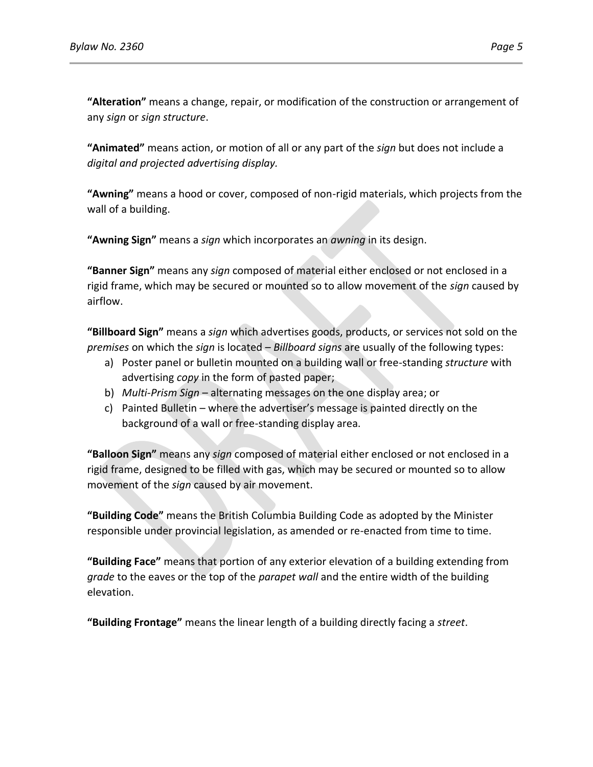**“Alteration”** means a change, repair, or modification of the construction or arrangement of any *sign* or *sign structure*.

**“Animated”** means action, or motion of all or any part of the *sign* but does not include a *digital and projected advertising display.*

**“Awning”** means a hood or cover, composed of non-rigid materials, which projects from the wall of a building.

**“Awning Sign”** means a *sign* which incorporates an *awning* in its design.

**“Banner Sign”** means any *sign* composed of material either enclosed or not enclosed in a rigid frame, which may be secured or mounted so to allow movement of the *sign* caused by airflow.

**“Billboard Sign”** means a *sign* which advertises goods, products, or services not sold on the *premises* on which the *sign* is located – *Billboard signs* are usually of the following types:

a) Poster panel or bulletin mounted on a building wall or free-standing *structure* with advertising *copy* in the form of pasted paper;
b) *Multi-Prism Sign* – alternating messages on the one display area; or
c) Painted Bulletin – where the advertiser’s message is painted directly on the background of a wall or free-standing display area.

**“Balloon Sign”** means any *sign* composed of material either enclosed or not enclosed in a rigid frame, designed to be filled with gas, which may be secured or mounted so to allow movement of the *sign* caused by air movement.

**“Building Code”** means the British Columbia Building Code as adopted by the Minister responsible under provincial legislation, as amended or re-enacted from time to time.

**“Building Face”** means that portion of any exterior elevation of a building extending from *grade* to the eaves or the top of the *parapet wall* and the entire width of the building elevation.

**“Building Frontage”** means the linear length of a building directly facing a *street*.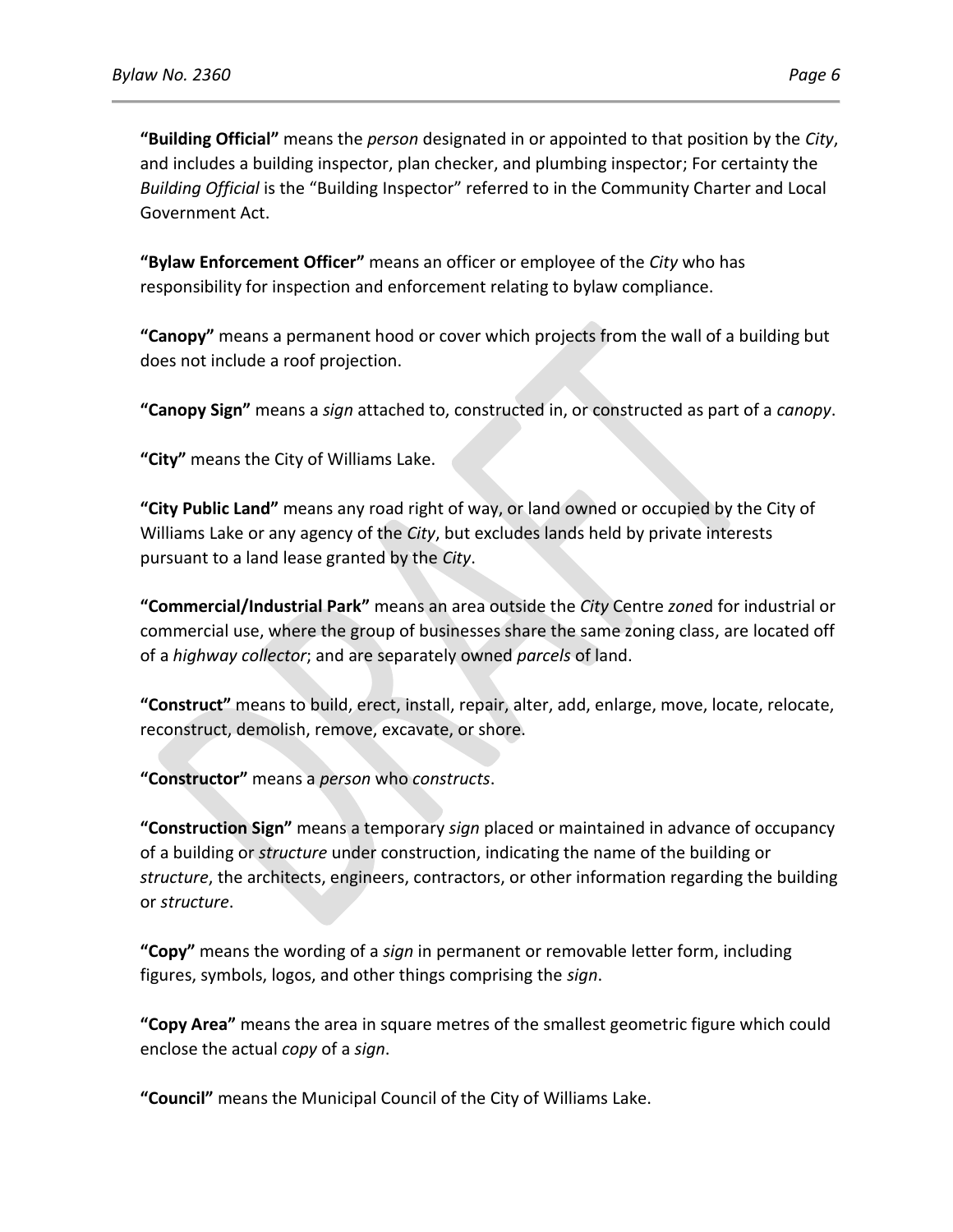**“Building Official”** means the *person* designated in or appointed to that position by the *City*, and includes a building inspector, plan checker, and plumbing inspector; For certainty the *Building Official* is the “Building Inspector” referred to in the Community Charter and Local Government Act.

**“Bylaw Enforcement Officer”** means an officer or employee of the *City* who has responsibility for inspection and enforcement relating to bylaw compliance.

**“Canopy”** means a permanent hood or cover which projects from the wall of a building but does not include a roof projection.

**“Canopy Sign”** means a *sign* attached to, constructed in, or constructed as part of a *canopy*.

**“City”** means the City of Williams Lake.

**“City Public Land”** means any road right of way, or land owned or occupied by the City of Williams Lake or any agency of the *City*, but excludes lands held by private interests pursuant to a land lease granted by the *City*.

**“Commercial/Industrial Park”** means an area outside the *City* Centre *zone*d for industrial or commercial use, where the group of businesses share the same zoning class, are located off of a *highway collector*; and are separately owned *parcels* of land.

**“Construct”** means to build, erect, install, repair, alter, add, enlarge, move, locate, relocate, reconstruct, demolish, remove, excavate, or shore.

**“Constructor”** means a *person* who *constructs*.

**“Construction Sign”** means a temporary *sign* placed or maintained in advance of occupancy of a building or *structure* under construction, indicating the name of the building or *structure*, the architects, engineers, contractors, or other information regarding the building or *structure*.

**“Copy”** means the wording of a *sign* in permanent or removable letter form, including figures, symbols, logos, and other things comprising the *sign*.

**“Copy Area”** means the area in square metres of the smallest geometric figure which could enclose the actual *copy* of a *sign*.

**“Council”** means the Municipal Council of the City of Williams Lake.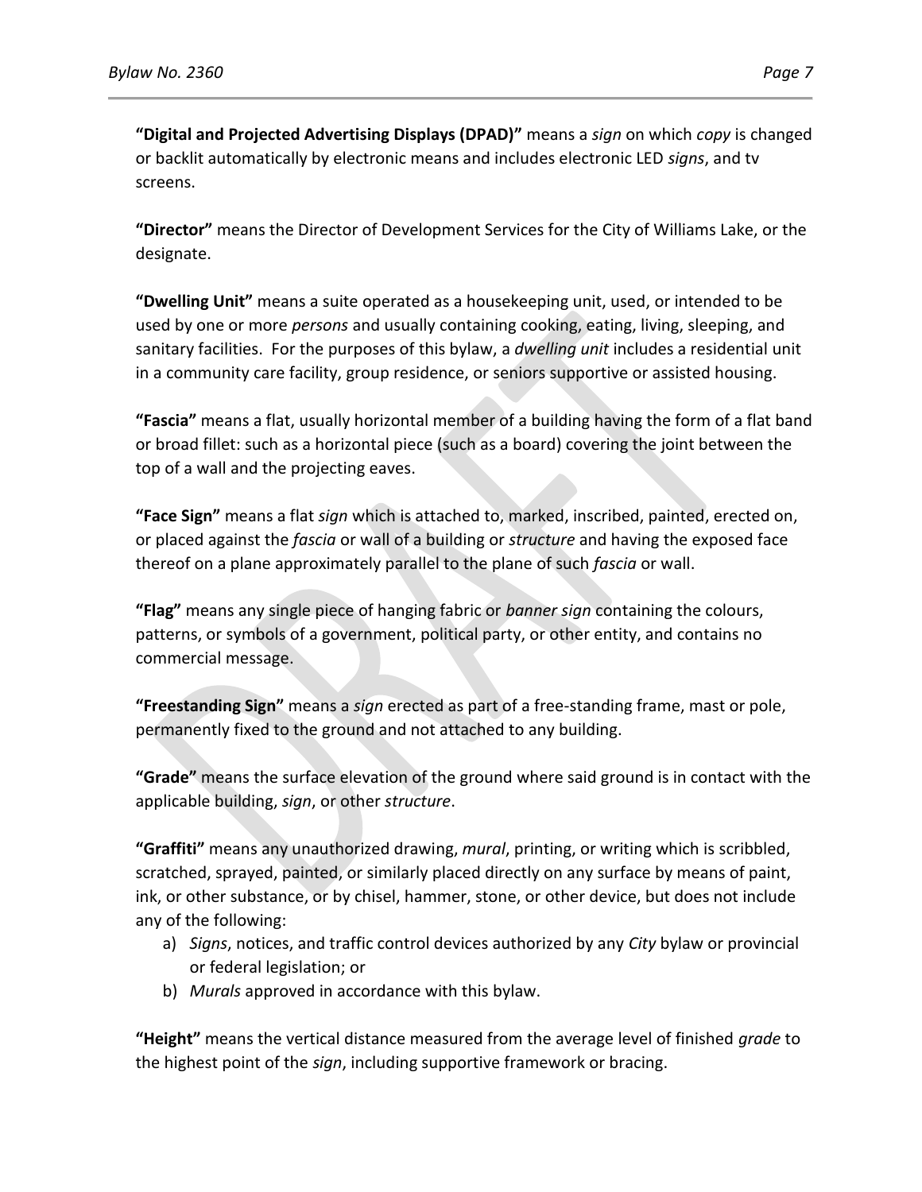**"Digital and Projected Advertising Displays (DPAD)"** means a *sign* on which *copy* is changed or backlit automatically by electronic means and includes electronic LED *signs*, and tv screens.

**"Director"** means the Director of Development Services for the City of Williams Lake, or the designate.

**"Dwelling Unit"** means a suite operated as a housekeeping unit, used, or intended to be used by one or more *persons* and usually containing cooking, eating, living, sleeping, and sanitary facilities. For the purposes of this bylaw, a *dwelling unit* includes a residential unit in a community care facility, group residence, or seniors supportive or assisted housing.

**"Fascia"** means a flat, usually horizontal member of a building having the form of a flat band or broad fillet: such as a horizontal piece (such as a board) covering the joint between the top of a wall and the projecting eaves.

**"Face Sign"** means a flat *sign* which is attached to, marked, inscribed, painted, erected on, or placed against the *fascia* or wall of a building or *structure* and having the exposed face thereof on a plane approximately parallel to the plane of such *fascia* or wall.

**"Flag"** means any single piece of hanging fabric or *banner sign* containing the colours, patterns, or symbols of a government, political party, or other entity, and contains no commercial message.

**"Freestanding Sign"** means a *sign* erected as part of a free-standing frame, mast or pole, permanently fixed to the ground and not attached to any building.

**"Grade"** means the surface elevation of the ground where said ground is in contact with the applicable building, *sign*, or other *structure*.

**"Graffiti"** means any unauthorized drawing, *mural*, printing, or writing which is scribbled, scratched, sprayed, painted, or similarly placed directly on any surface by means of paint, ink, or other substance, or by chisel, hammer, stone, or other device, but does not include any of the following:

a) *Signs*, notices, and traffic control devices authorized by any *City* bylaw or provincial or federal legislation; or
b) *Murals* approved in accordance with this bylaw.

**"Height"** means the vertical distance measured from the average level of finished *grade* to the highest point of the *sign*, including supportive framework or bracing.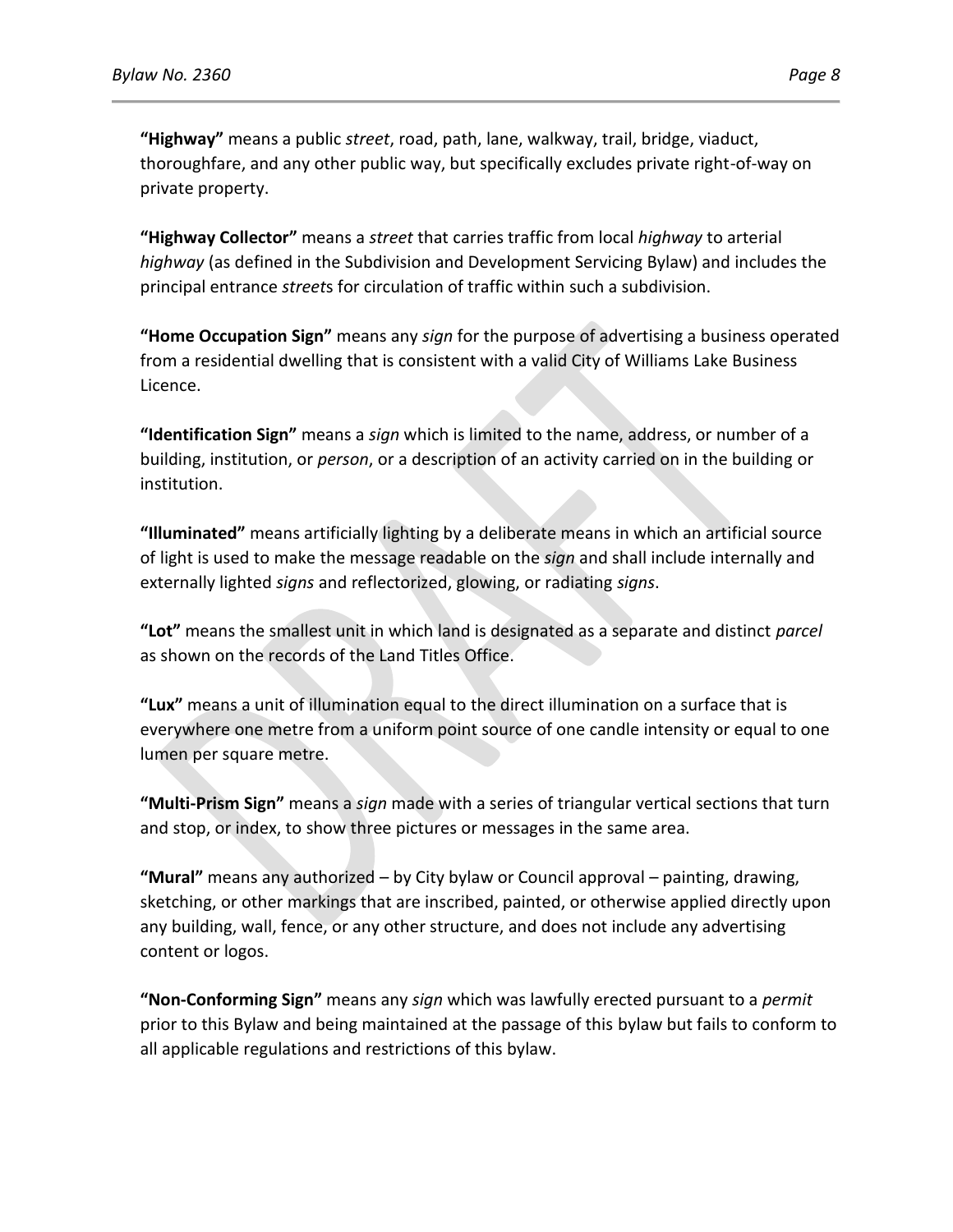**"Highway"** means a public *street*, road, path, lane, walkway, trail, bridge, viaduct, thoroughfare, and any other public way, but specifically excludes private right-of-way on private property.

**"Highway Collector"** means a *street* that carries traffic from local *highway* to arterial *highway* (as defined in the Subdivision and Development Servicing Bylaw) and includes the principal entrance *street*s for circulation of traffic within such a subdivision.

**"Home Occupation Sign"** means any *sign* for the purpose of advertising a business operated from a residential dwelling that is consistent with a valid City of Williams Lake Business Licence.

**"Identification Sign"** means a *sign* which is limited to the name, address, or number of a building, institution, or *person*, or a description of an activity carried on in the building or institution.

**"Illuminated"** means artificially lighting by a deliberate means in which an artificial source of light is used to make the message readable on the *sign* and shall include internally and externally lighted *signs* and reflectorized, glowing, or radiating *signs*.

**"Lot"** means the smallest unit in which land is designated as a separate and distinct *parcel* as shown on the records of the Land Titles Office.

**"Lux"** means a unit of illumination equal to the direct illumination on a surface that is everywhere one metre from a uniform point source of one candle intensity or equal to one lumen per square metre.

**"Multi-Prism Sign"** means a *sign* made with a series of triangular vertical sections that turn and stop, or index, to show three pictures or messages in the same area.

**"Mural"** means any authorized – by City bylaw or Council approval – painting, drawing, sketching, or other markings that are inscribed, painted, or otherwise applied directly upon any building, wall, fence, or any other structure, and does not include any advertising content or logos.

**"Non-Conforming Sign"** means any *sign* which was lawfully erected pursuant to a *permit* prior to this Bylaw and being maintained at the passage of this bylaw but fails to conform to all applicable regulations and restrictions of this bylaw.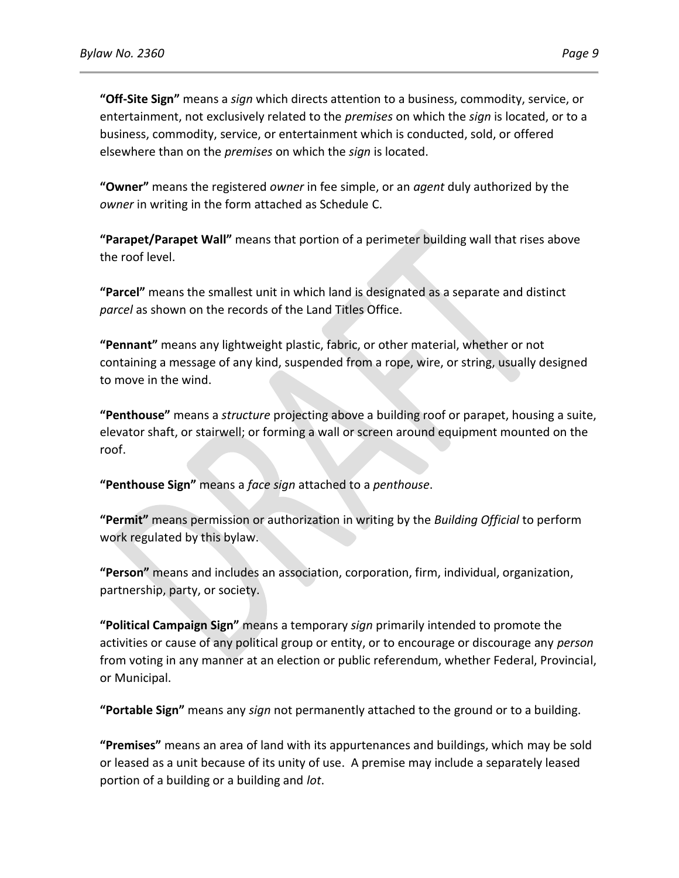**“Off-Site Sign”** means a *sign* which directs attention to a business, commodity, service, or entertainment, not exclusively related to the *premises* on which the *sign* is located, or to a business, commodity, service, or entertainment which is conducted, sold, or offered elsewhere than on the *premises* on which the *sign* is located.

**“Owner”** means the registered *owner* in fee simple, or an *agent* duly authorized by the *owner* in writing in the form attached as Schedule C.

**“Parapet/Parapet Wall”** means that portion of a perimeter building wall that rises above the roof level.

**“Parcel”** means the smallest unit in which land is designated as a separate and distinct *parcel* as shown on the records of the Land Titles Office.

**“Pennant”** means any lightweight plastic, fabric, or other material, whether or not containing a message of any kind, suspended from a rope, wire, or string, usually designed to move in the wind.

**“Penthouse”** means a *structure* projecting above a building roof or parapet, housing a suite, elevator shaft, or stairwell; or forming a wall or screen around equipment mounted on the roof.

**“Penthouse Sign”** means a *face sign* attached to a *penthouse*.

**“Permit”** means permission or authorization in writing by the *Building Official* to perform work regulated by this bylaw.

**“Person”** means and includes an association, corporation, firm, individual, organization, partnership, party, or society.

**“Political Campaign Sign”** means a temporary *sign* primarily intended to promote the activities or cause of any political group or entity, or to encourage or discourage any *person* from voting in any manner at an election or public referendum, whether Federal, Provincial, or Municipal.

**“Portable Sign”** means any *sign* not permanently attached to the ground or to a building.

**“Premises”** means an area of land with its appurtenances and buildings, which may be sold or leased as a unit because of its unity of use. A premise may include a separately leased portion of a building or a building and *lot*.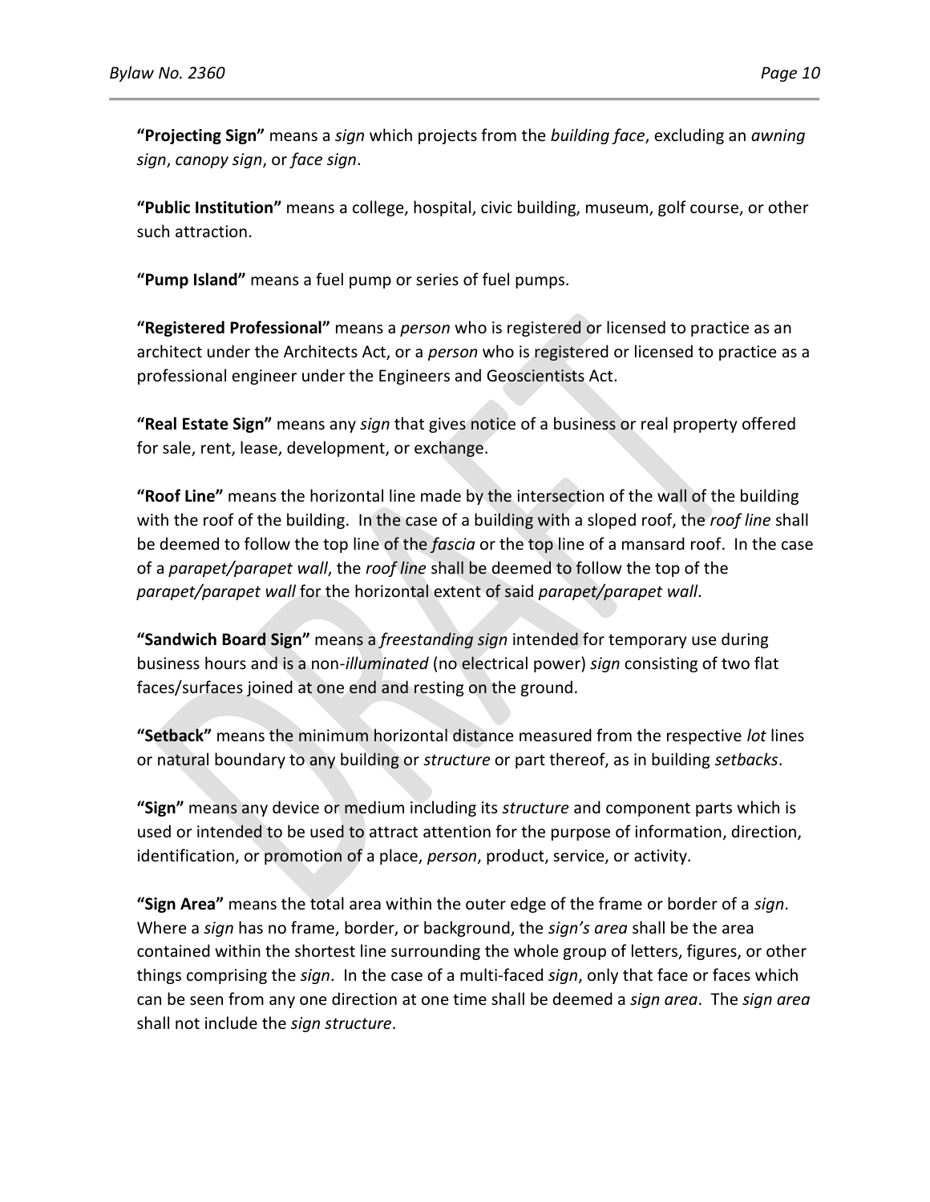**"Projecting Sign"** means a *sign* which projects from the *building face*, excluding an *awning sign*, *canopy sign*, or *face sign*.

**"Public Institution"** means a college, hospital, civic building, museum, golf course, or other such attraction.

**"Pump Island"** means a fuel pump or series of fuel pumps.

**"Registered Professional"** means a *person* who is registered or licensed to practice as an architect under the Architects Act, or a *person* who is registered or licensed to practice as a professional engineer under the Engineers and Geoscientists Act.

**"Real Estate Sign"** means any *sign* that gives notice of a business or real property offered for sale, rent, lease, development, or exchange.

**"Roof Line"** means the horizontal line made by the intersection of the wall of the building with the roof of the building. In the case of a building with a sloped roof, the *roof line* shall be deemed to follow the top line of the *fascia* or the top line of a mansard roof. In the case of a *parapet/parapet wall*, the *roof line* shall be deemed to follow the top of the *parapet/parapet wall* for the horizontal extent of said *parapet/parapet wall*.

**"Sandwich Board Sign"** means a *freestanding sign* intended for temporary use during business hours and is a non-*illuminated* (no electrical power) *sign* consisting of two flat faces/surfaces joined at one end and resting on the ground.

**"Setback"** means the minimum horizontal distance measured from the respective *lot* lines or natural boundary to any building or *structure* or part thereof, as in building *setbacks*.

**"Sign"** means any device or medium including its *structure* and component parts which is used or intended to be used to attract attention for the purpose of information, direction, identification, or promotion of a place, *person*, product, service, or activity.

**"Sign Area"** means the total area within the outer edge of the frame or border of a *sign*. Where a *sign* has no frame, border, or background, the *sign's area* shall be the area contained within the shortest line surrounding the whole group of letters, figures, or other things comprising the *sign*. In the case of a multi-faced *sign*, only that face or faces which can be seen from any one direction at one time shall be deemed a *sign area*. The *sign area* shall not include the *sign structure*.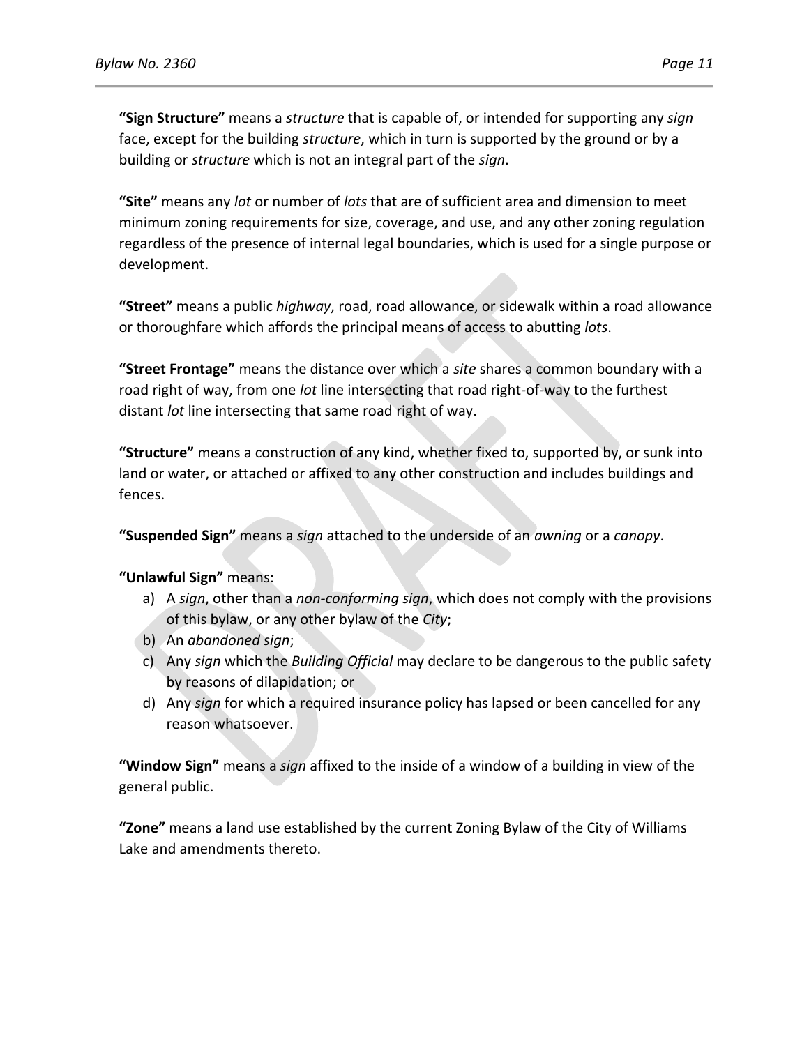**"Sign Structure"** means a *structure* that is capable of, or intended for supporting any *sign* face, except for the building *structure*, which in turn is supported by the ground or by a building or *structure* which is not an integral part of the *sign*.

**"Site"** means any *lot* or number of *lots* that are of sufficient area and dimension to meet minimum zoning requirements for size, coverage, and use, and any other zoning regulation regardless of the presence of internal legal boundaries, which is used for a single purpose or development.

**"Street"** means a public *highway*, road, road allowance, or sidewalk within a road allowance or thoroughfare which affords the principal means of access to abutting *lots*.

**"Street Frontage"** means the distance over which a *site* shares a common boundary with a road right of way, from one *lot* line intersecting that road right-of-way to the furthest distant *lot* line intersecting that same road right of way.

**"Structure"** means a construction of any kind, whether fixed to, supported by, or sunk into land or water, or attached or affixed to any other construction and includes buildings and fences.

**"Suspended Sign"** means a *sign* attached to the underside of an *awning* or a *canopy*.

**"Unlawful Sign"** means:

a) A *sign*, other than a *non-conforming sign*, which does not comply with the provisions of this bylaw, or any other bylaw of the *City*;
b) An *abandoned sign*;
c) Any *sign* which the *Building Official* may declare to be dangerous to the public safety by reasons of dilapidation; or
d) Any *sign* for which a required insurance policy has lapsed or been cancelled for any reason whatsoever.

**"Window Sign"** means a *sign* affixed to the inside of a window of a building in view of the general public.

**"Zone"** means a land use established by the current Zoning Bylaw of the City of Williams Lake and amendments thereto.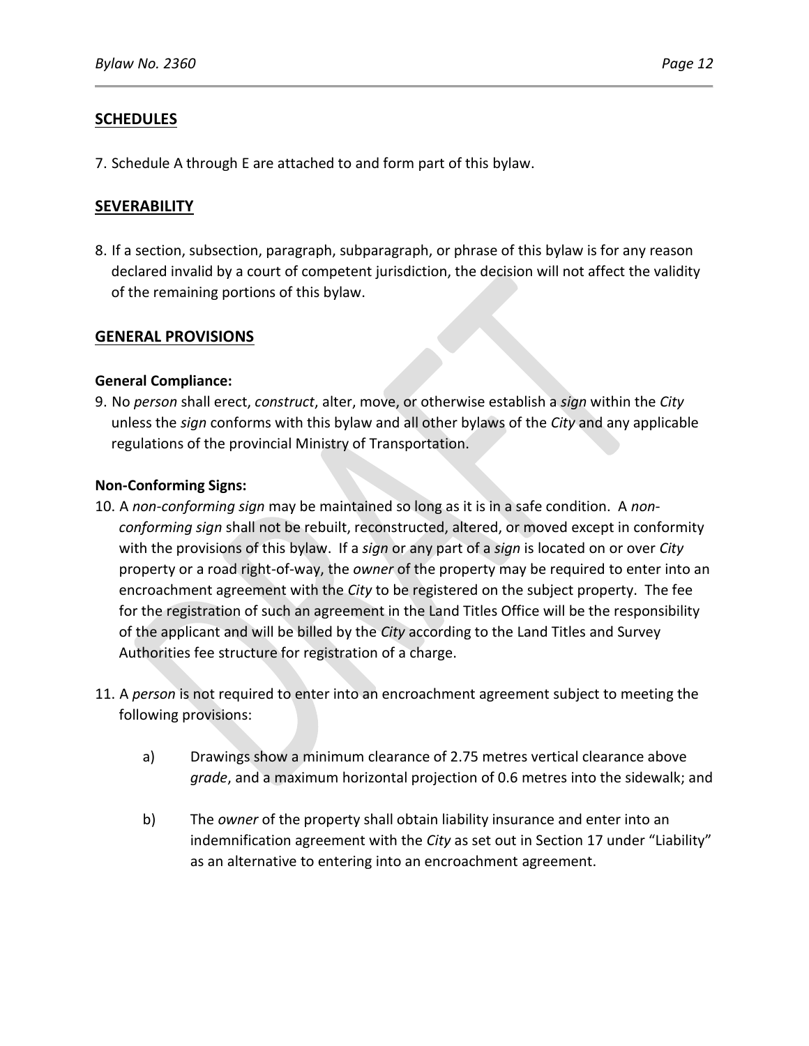## SCHEDULES

7. Schedule A through E are attached to and form part of this bylaw.

## SEVERABILITY

8. If a section, subsection, paragraph, subparagraph, or phrase of this bylaw is for any reason declared invalid by a court of competent jurisdiction, the decision will not affect the validity of the remaining portions of this bylaw.

## GENERAL PROVISIONS

**General Compliance:**

9. No *person* shall erect, *construct*, alter, move, or otherwise establish a *sign* within the *City* unless the *sign* conforms with this bylaw and all other bylaws of the *City* and any applicable regulations of the provincial Ministry of Transportation.

**Non-Conforming Signs:**

10. A *non-conforming sign* may be maintained so long as it is in a safe condition. A *non-conforming sign* shall not be rebuilt, reconstructed, altered, or moved except in conformity with the provisions of this bylaw. If a *sign* or any part of a *sign* is located on or over *City* property or a road right-of-way, the *owner* of the property may be required to enter into an encroachment agreement with the *City* to be registered on the subject property. The fee for the registration of such an agreement in the Land Titles Office will be the responsibility of the applicant and will be billed by the *City* according to the Land Titles and Survey Authorities fee structure for registration of a charge.

11. A *person* is not required to enter into an encroachment agreement subject to meeting the following provisions:

    a) Drawings show a minimum clearance of 2.75 metres vertical clearance above *grade*, and a maximum horizontal projection of 0.6 metres into the sidewalk; and

    b) The *owner* of the property shall obtain liability insurance and enter into an indemnification agreement with the *City* as set out in Section 17 under "Liability" as an alternative to entering into an encroachment agreement.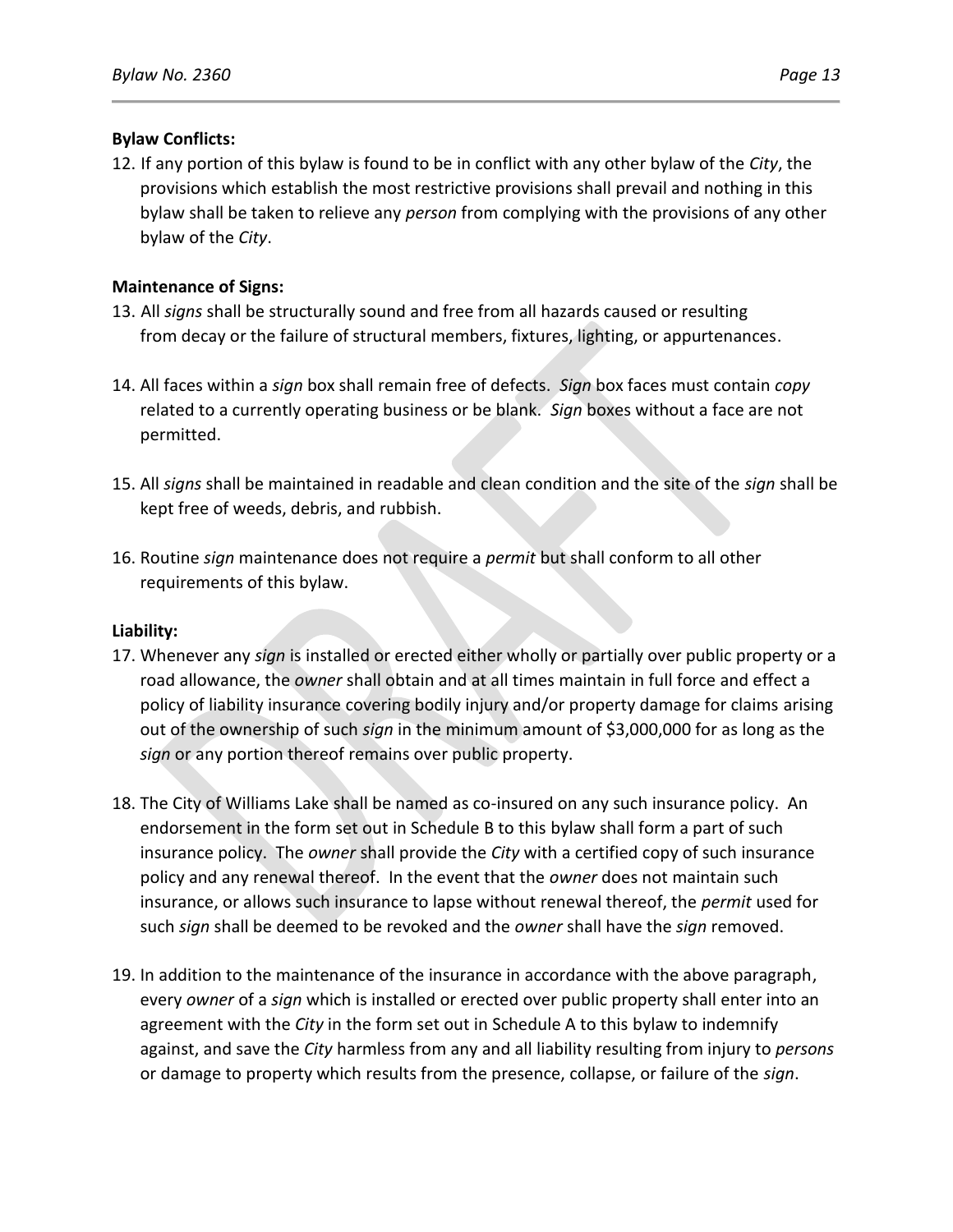**Bylaw Conflicts:**

12. If any portion of this bylaw is found to be in conflict with any other bylaw of the *City*, the provisions which establish the most restrictive provisions shall prevail and nothing in this bylaw shall be taken to relieve any *person* from complying with the provisions of any other bylaw of the *City*.

**Maintenance of Signs:**

13. All *signs* shall be structurally sound and free from all hazards caused or resulting from decay or the failure of structural members, fixtures, lighting, or appurtenances.

14. All faces within a *sign* box shall remain free of defects. *Sign* box faces must contain *copy* related to a currently operating business or be blank. *Sign* boxes without a face are not permitted.

15. All *signs* shall be maintained in readable and clean condition and the site of the *sign* shall be kept free of weeds, debris, and rubbish.

16. Routine *sign* maintenance does not require a *permit* but shall conform to all other requirements of this bylaw.

**Liability:**

17. Whenever any *sign* is installed or erected either wholly or partially over public property or a road allowance, the *owner* shall obtain and at all times maintain in full force and effect a policy of liability insurance covering bodily injury and/or property damage for claims arising out of the ownership of such *sign* in the minimum amount of $3,000,000 for as long as the *sign* or any portion thereof remains over public property.

18. The City of Williams Lake shall be named as co-insured on any such insurance policy. An endorsement in the form set out in Schedule B to this bylaw shall form a part of such insurance policy. The *owner* shall provide the *City* with a certified copy of such insurance policy and any renewal thereof. In the event that the *owner* does not maintain such insurance, or allows such insurance to lapse without renewal thereof, the *permit* used for such *sign* shall be deemed to be revoked and the *owner* shall have the *sign* removed.

19. In addition to the maintenance of the insurance in accordance with the above paragraph, every *owner* of a *sign* which is installed or erected over public property shall enter into an agreement with the *City* in the form set out in Schedule A to this bylaw to indemnify against, and save the *City* harmless from any and all liability resulting from injury to *persons* or damage to property which results from the presence, collapse, or failure of the *sign*.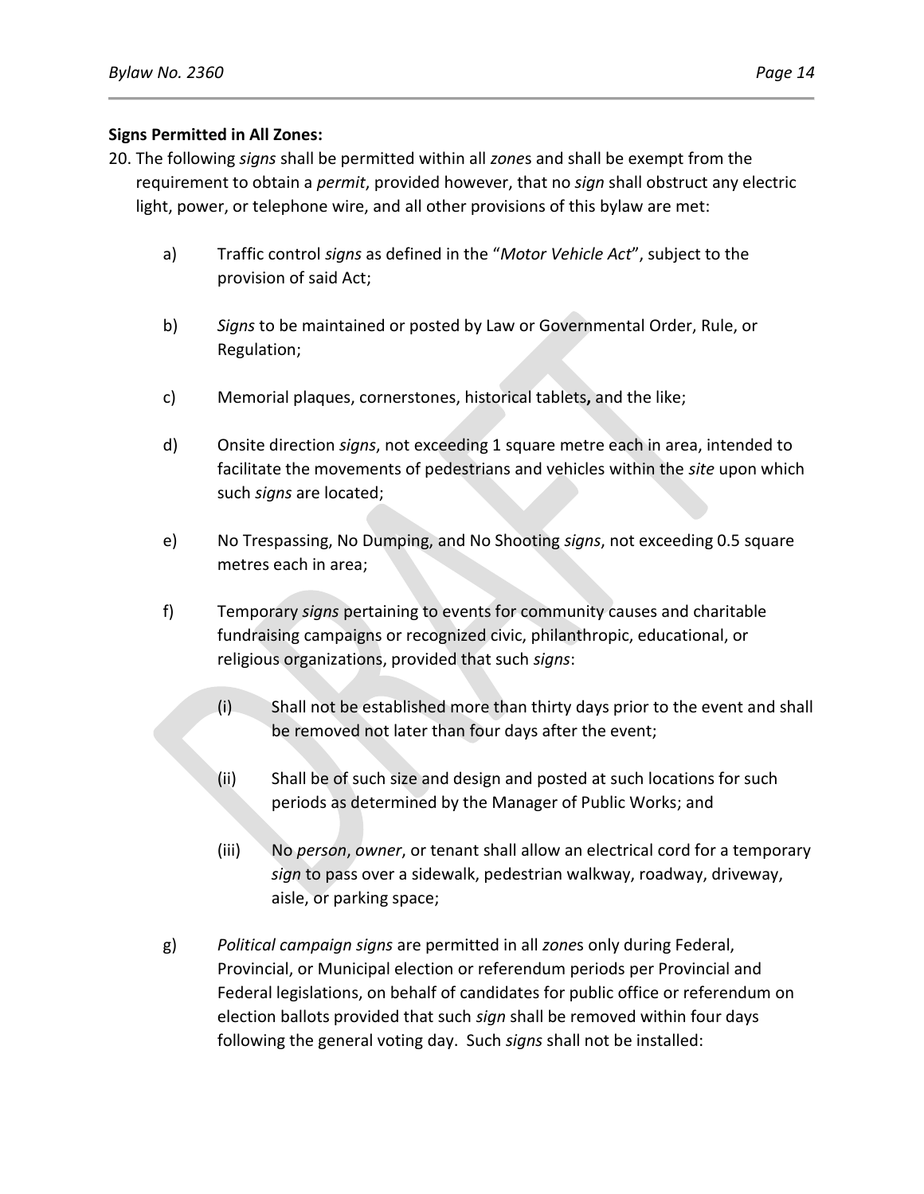**Signs Permitted in All Zones:**

20. The following *signs* shall be permitted within all *zone*s and shall be exempt from the requirement to obtain a *permit*, provided however, that no *sign* shall obstruct any electric light, power, or telephone wire, and all other provisions of this bylaw are met:

    a) Traffic control *signs* as defined in the "*Motor Vehicle Act*", subject to the provision of said Act;

    b) *Signs* to be maintained or posted by Law or Governmental Order, Rule, or Regulation;

    c) Memorial plaques, cornerstones, historical tablets**,** and the like;

    d) Onsite direction *signs*, not exceeding 1 square metre each in area, intended to facilitate the movements of pedestrians and vehicles within the *site* upon which such *signs* are located;

    e) No Trespassing, No Dumping, and No Shooting *signs*, not exceeding 0.5 square metres each in area;

    f) Temporary *signs* pertaining to events for community causes and charitable fundraising campaigns or recognized civic, philanthropic, educational, or religious organizations, provided that such *signs*:

        (i) Shall not be established more than thirty days prior to the event and shall be removed not later than four days after the event;

        (ii) Shall be of such size and design and posted at such locations for such periods as determined by the Manager of Public Works; and

        (iii) No *person*, *owner*, or tenant shall allow an electrical cord for a temporary *sign* to pass over a sidewalk, pedestrian walkway, roadway, driveway, aisle, or parking space;

    g) *Political campaign signs* are permitted in all *zone*s only during Federal, Provincial, or Municipal election or referendum periods per Provincial and Federal legislations, on behalf of candidates for public office or referendum on election ballots provided that such *sign* shall be removed within four days following the general voting day. Such *signs* shall not be installed: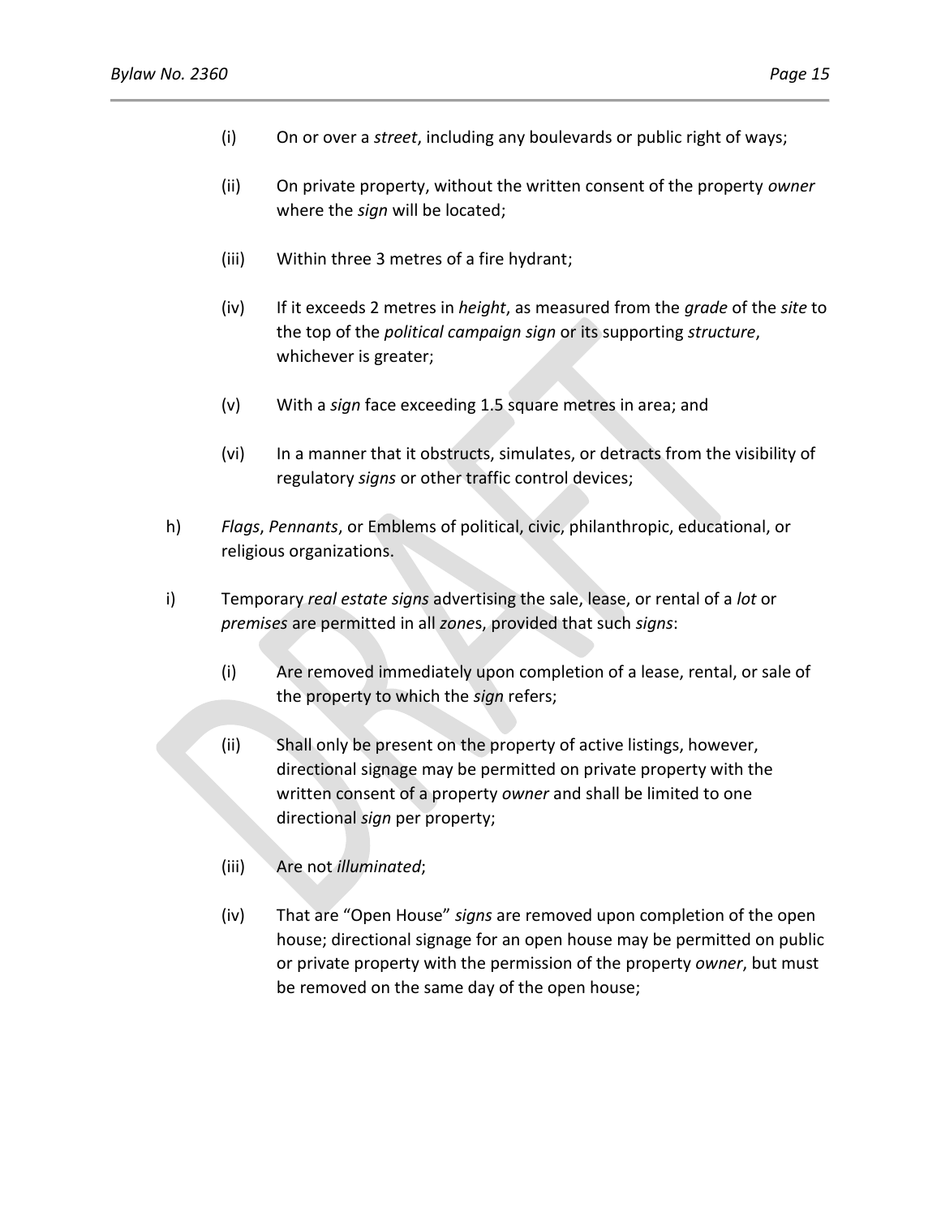(i) On or over a *street*, including any boulevards or public right of ways;

(ii) On private property, without the written consent of the property *owner* where the *sign* will be located;

(iii) Within three 3 metres of a fire hydrant;

(iv) If it exceeds 2 metres in *height*, as measured from the *grade* of the *site* to the top of the *political campaign sign* or its supporting *structure*, whichever is greater;

(v) With a *sign* face exceeding 1.5 square metres in area; and

(vi) In a manner that it obstructs, simulates, or detracts from the visibility of regulatory *signs* or other traffic control devices;

h) *Flags*, *Pennants*, or Emblems of political, civic, philanthropic, educational, or religious organizations.

i) Temporary *real estate signs* advertising the sale, lease, or rental of a *lot* or *premises* are permitted in all *zone*s, provided that such *signs*:

(i) Are removed immediately upon completion of a lease, rental, or sale of the property to which the *sign* refers;

(ii) Shall only be present on the property of active listings, however, directional signage may be permitted on private property with the written consent of a property *owner* and shall be limited to one directional *sign* per property;

(iii) Are not *illuminated*;

(iv) That are "Open House" *signs* are removed upon completion of the open house; directional signage for an open house may be permitted on public or private property with the permission of the property *owner*, but must be removed on the same day of the open house;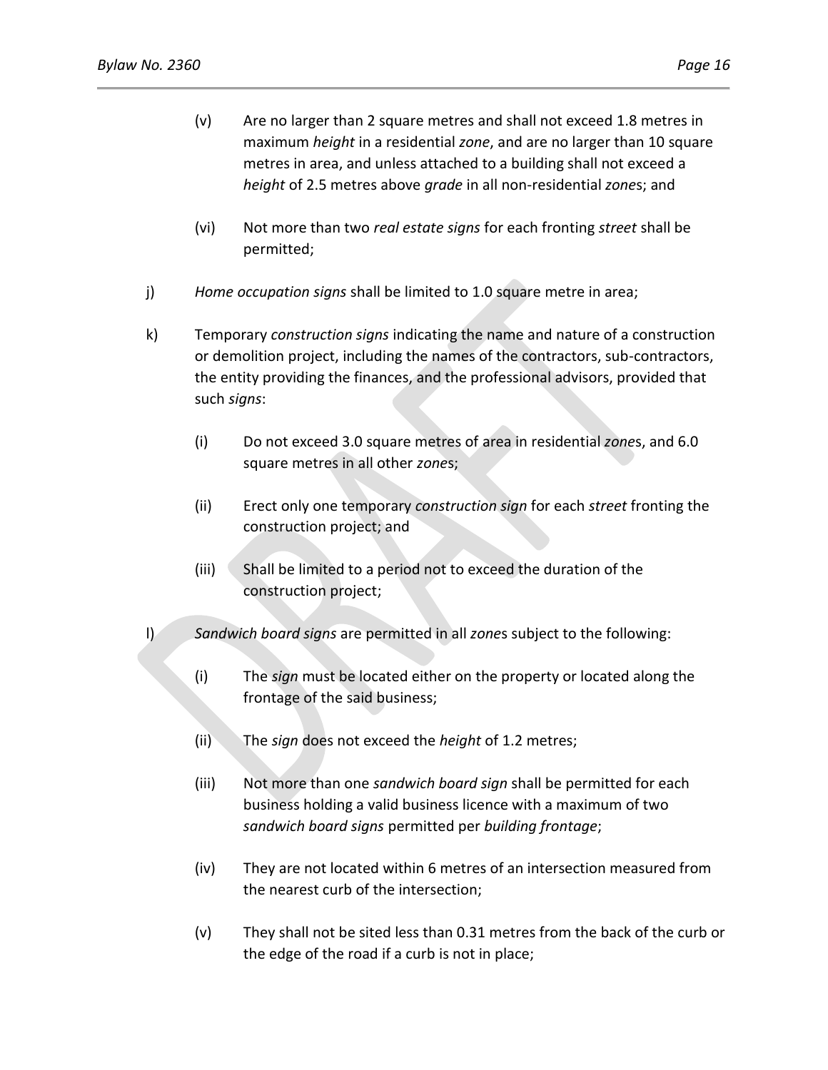(v) Are no larger than 2 square metres and shall not exceed 1.8 metres in maximum *height* in a residential *zone*, and are no larger than 10 square metres in area, and unless attached to a building shall not exceed a *height* of 2.5 metres above *grade* in all non-residential *zone*s; and

(vi) Not more than two *real estate signs* for each fronting *street* shall be permitted;

j) *Home occupation signs* shall be limited to 1.0 square metre in area;

k) Temporary *construction signs* indicating the name and nature of a construction or demolition project, including the names of the contractors, sub-contractors, the entity providing the finances, and the professional advisors, provided that such *signs*:

(i) Do not exceed 3.0 square metres of area in residential *zone*s, and 6.0 square metres in all other *zone*s;

(ii) Erect only one temporary *construction sign* for each *street* fronting the construction project; and

(iii) Shall be limited to a period not to exceed the duration of the construction project;

l) *Sandwich board signs* are permitted in all *zone*s subject to the following:

(i) The *sign* must be located either on the property or located along the frontage of the said business;

(ii) The *sign* does not exceed the *height* of 1.2 metres;

(iii) Not more than one *sandwich board sign* shall be permitted for each business holding a valid business licence with a maximum of two *sandwich board signs* permitted per *building frontage*;

(iv) They are not located within 6 metres of an intersection measured from the nearest curb of the intersection;

(v) They shall not be sited less than 0.31 metres from the back of the curb or the edge of the road if a curb is not in place;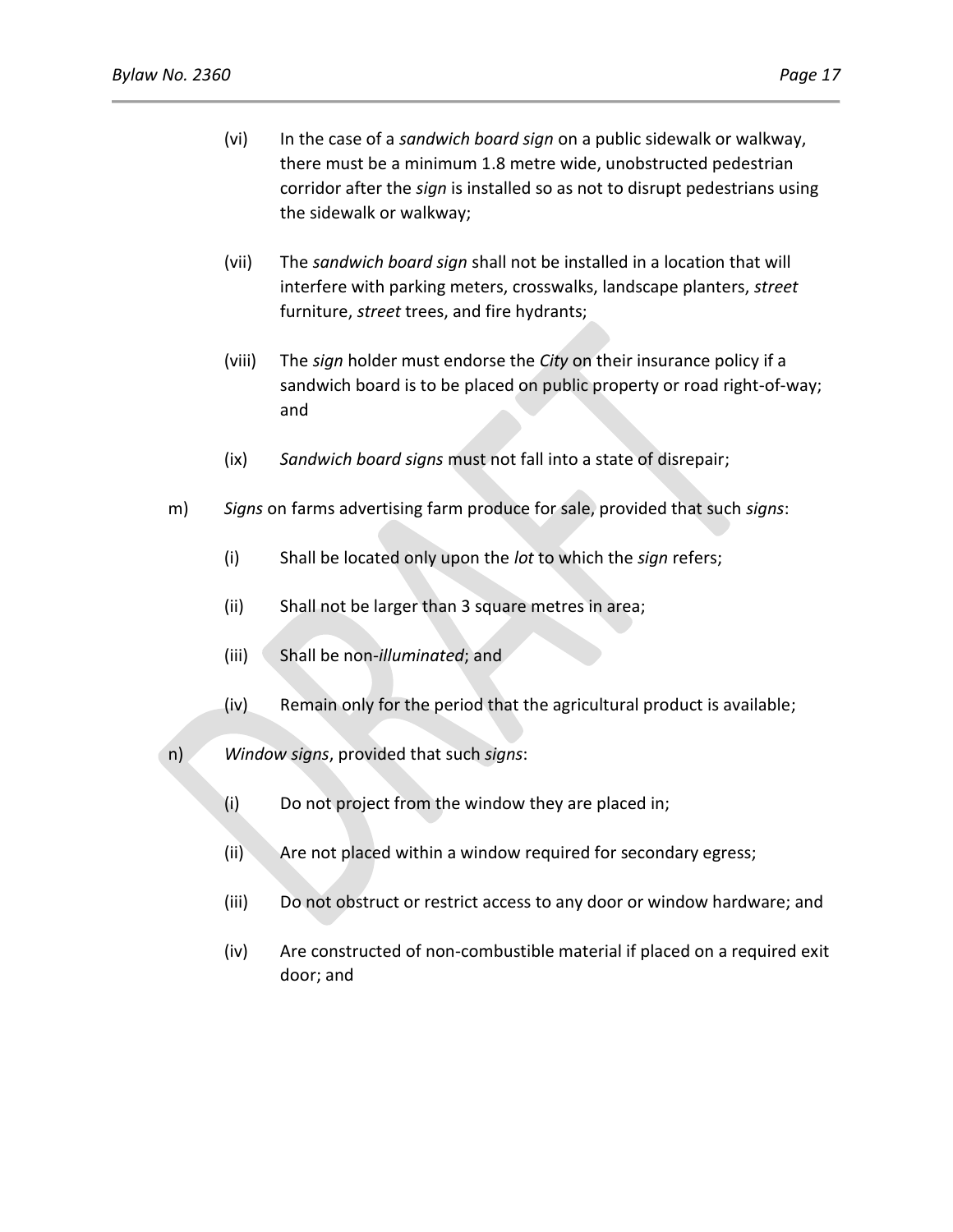(vi) In the case of a *sandwich board sign* on a public sidewalk or walkway, there must be a minimum 1.8 metre wide, unobstructed pedestrian corridor after the *sign* is installed so as not to disrupt pedestrians using the sidewalk or walkway;

(vii) The *sandwich board sign* shall not be installed in a location that will interfere with parking meters, crosswalks, landscape planters, *street* furniture, *street* trees, and fire hydrants;

(viii) The *sign* holder must endorse the *City* on their insurance policy if a sandwich board is to be placed on public property or road right-of-way; and

(ix) *Sandwich board signs* must not fall into a state of disrepair;

m) *Signs* on farms advertising farm produce for sale, provided that such *signs*:

(i) Shall be located only upon the *lot* to which the *sign* refers;

(ii) Shall not be larger than 3 square metres in area;

(iii) Shall be non-*illuminated*; and

(iv) Remain only for the period that the agricultural product is available;

n) *Window signs*, provided that such *signs*:

(i) Do not project from the window they are placed in;

(ii) Are not placed within a window required for secondary egress;

(iii) Do not obstruct or restrict access to any door or window hardware; and

(iv) Are constructed of non-combustible material if placed on a required exit door; and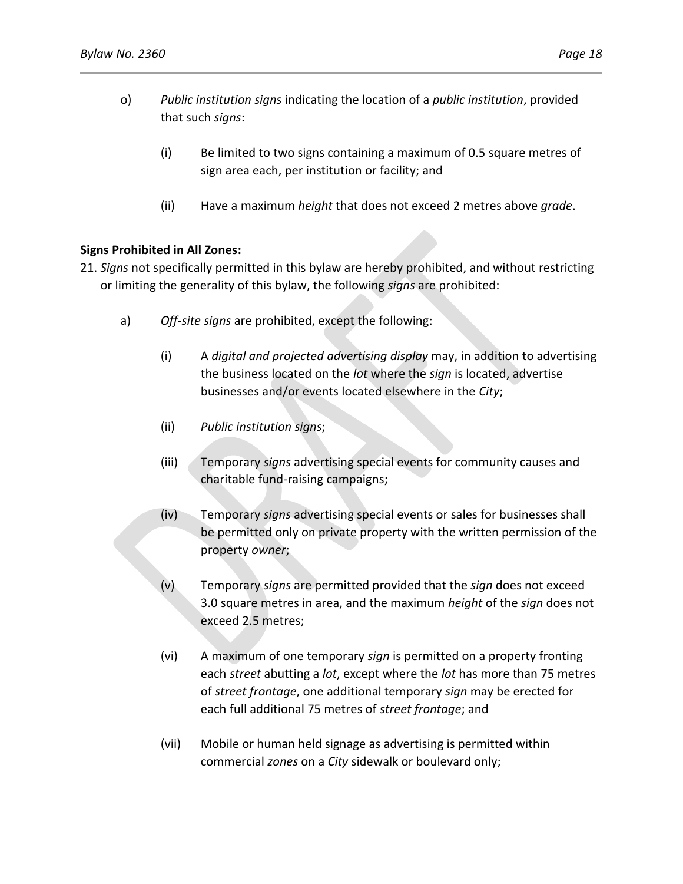o) *Public institution signs* indicating the location of a *public institution*, provided that such *signs*:

   (i) Be limited to two signs containing a maximum of 0.5 square metres of sign area each, per institution or facility; and

   (ii) Have a maximum *height* that does not exceed 2 metres above *grade*.

**Signs Prohibited in All Zones:**

21. *Signs* not specifically permitted in this bylaw are hereby prohibited, and without restricting or limiting the generality of this bylaw, the following *signs* are prohibited:

   a) *Off-site signs* are prohibited, except the following:

      (i) A *digital and projected advertising display* may, in addition to advertising the business located on the *lot* where the *sign* is located, advertise businesses and/or events located elsewhere in the *City*;

      (ii) *Public institution signs*;

      (iii) Temporary *signs* advertising special events for community causes and charitable fund-raising campaigns;

      (iv) Temporary *signs* advertising special events or sales for businesses shall be permitted only on private property with the written permission of the property *owner*;

      (v) Temporary *signs* are permitted provided that the *sign* does not exceed 3.0 square metres in area, and the maximum *height* of the *sign* does not exceed 2.5 metres;

      (vi) A maximum of one temporary *sign* is permitted on a property fronting each *street* abutting a *lot*, except where the *lot* has more than 75 metres of *street frontage*, one additional temporary *sign* may be erected for each full additional 75 metres of *street frontage*; and

      (vii) Mobile or human held signage as advertising is permitted within commercial *zones* on a *City* sidewalk or boulevard only;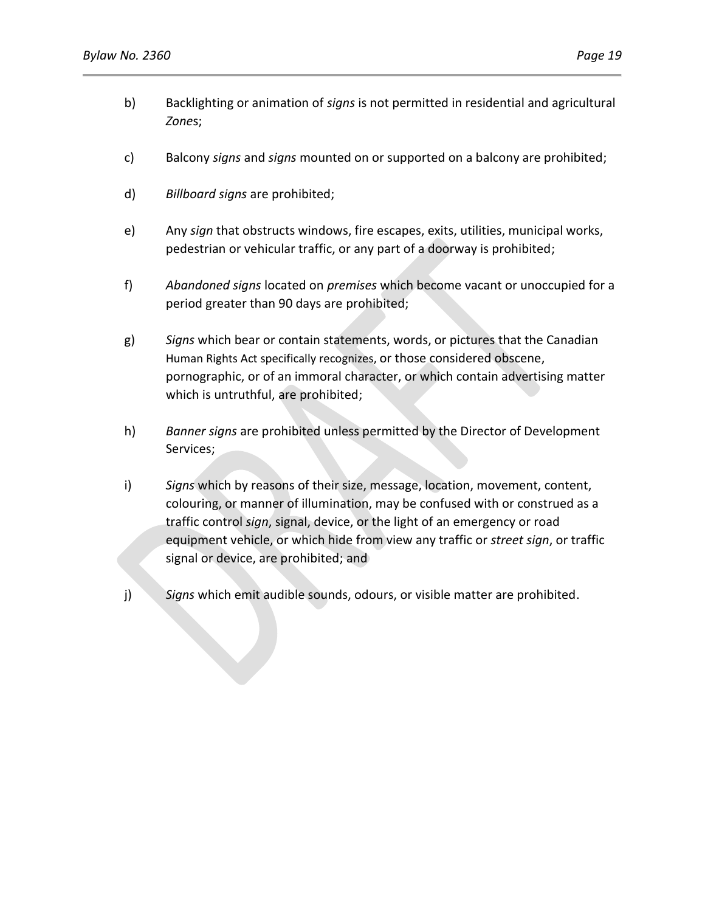b) Backlighting or animation of *signs* is not permitted in residential and agricultural *Zone*s;

c) Balcony *signs* and *signs* mounted on or supported on a balcony are prohibited;

d) *Billboard signs* are prohibited;

e) Any *sign* that obstructs windows, fire escapes, exits, utilities, municipal works, pedestrian or vehicular traffic, or any part of a doorway is prohibited;

f) *Abandoned signs* located on *premises* which become vacant or unoccupied for a period greater than 90 days are prohibited;

g) *Signs* which bear or contain statements, words, or pictures that the Canadian Human Rights Act specifically recognizes, or those considered obscene, pornographic, or of an immoral character, or which contain advertising matter which is untruthful, are prohibited;

h) *Banner signs* are prohibited unless permitted by the Director of Development Services;

i) *Signs* which by reasons of their size, message, location, movement, content, colouring, or manner of illumination, may be confused with or construed as a traffic control *sign*, signal, device, or the light of an emergency or road equipment vehicle, or which hide from view any traffic or *street sign*, or traffic signal or device, are prohibited; and

j) *Signs* which emit audible sounds, odours, or visible matter are prohibited.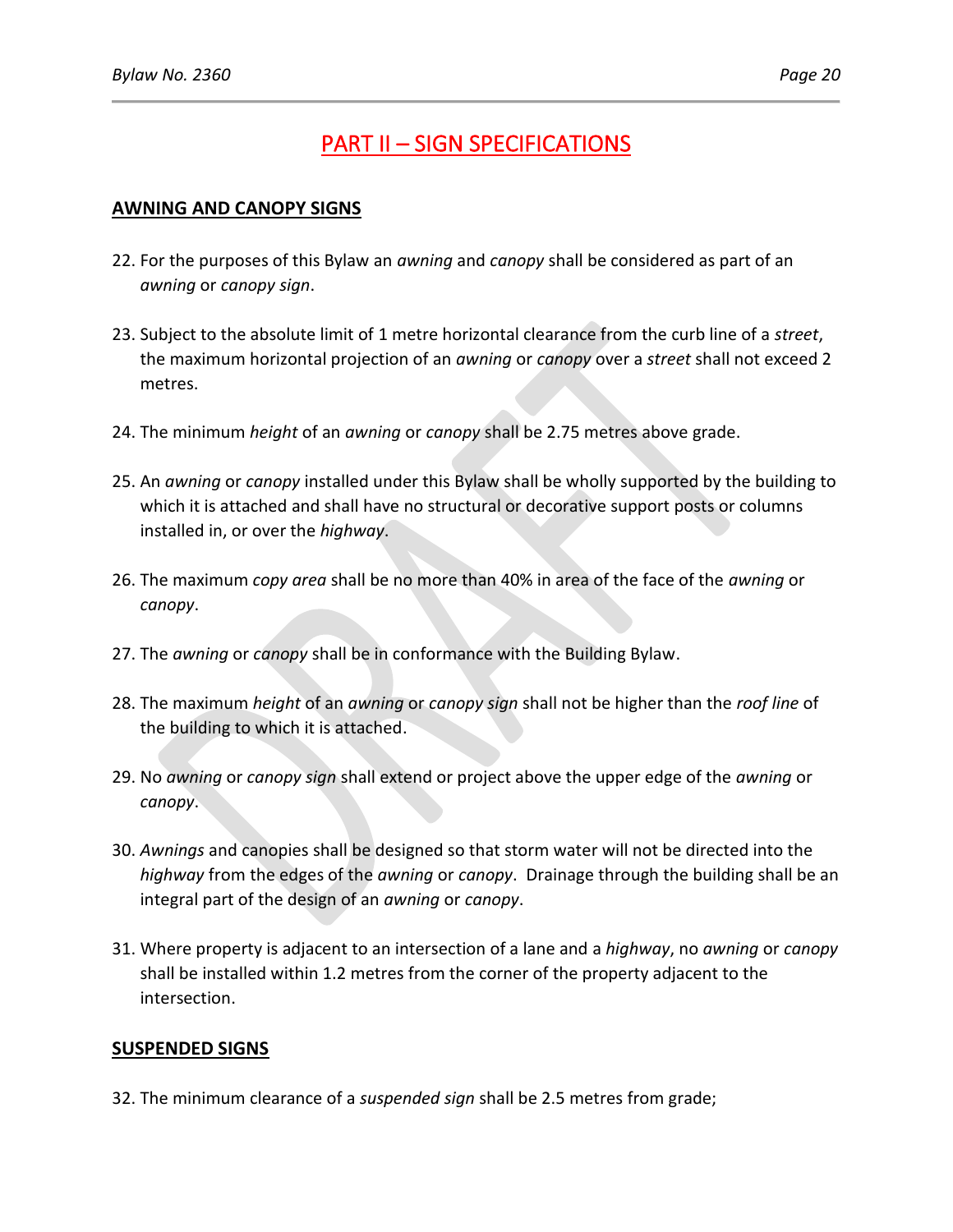# PART II – SIGN SPECIFICATIONS

## AWNING AND CANOPY SIGNS

22. For the purposes of this Bylaw an *awning* and *canopy* shall be considered as part of an *awning* or *canopy sign*.

23. Subject to the absolute limit of 1 metre horizontal clearance from the curb line of a *street*, the maximum horizontal projection of an *awning* or *canopy* over a *street* shall not exceed 2 metres.

24. The minimum *height* of an *awning* or *canopy* shall be 2.75 metres above grade.

25. An *awning* or *canopy* installed under this Bylaw shall be wholly supported by the building to which it is attached and shall have no structural or decorative support posts or columns installed in, or over the *highway*.

26. The maximum *copy area* shall be no more than 40% in area of the face of the *awning* or *canopy*.

27. The *awning* or *canopy* shall be in conformance with the Building Bylaw.

28. The maximum *height* of an *awning* or *canopy sign* shall not be higher than the *roof line* of the building to which it is attached.

29. No *awning* or *canopy sign* shall extend or project above the upper edge of the *awning* or *canopy*.

30. *Awnings* and canopies shall be designed so that storm water will not be directed into the *highway* from the edges of the *awning* or *canopy*. Drainage through the building shall be an integral part of the design of an *awning* or *canopy*.

31. Where property is adjacent to an intersection of a lane and a *highway*, no *awning* or *canopy* shall be installed within 1.2 metres from the corner of the property adjacent to the intersection.

## SUSPENDED SIGNS

32. The minimum clearance of a *suspended sign* shall be 2.5 metres from grade;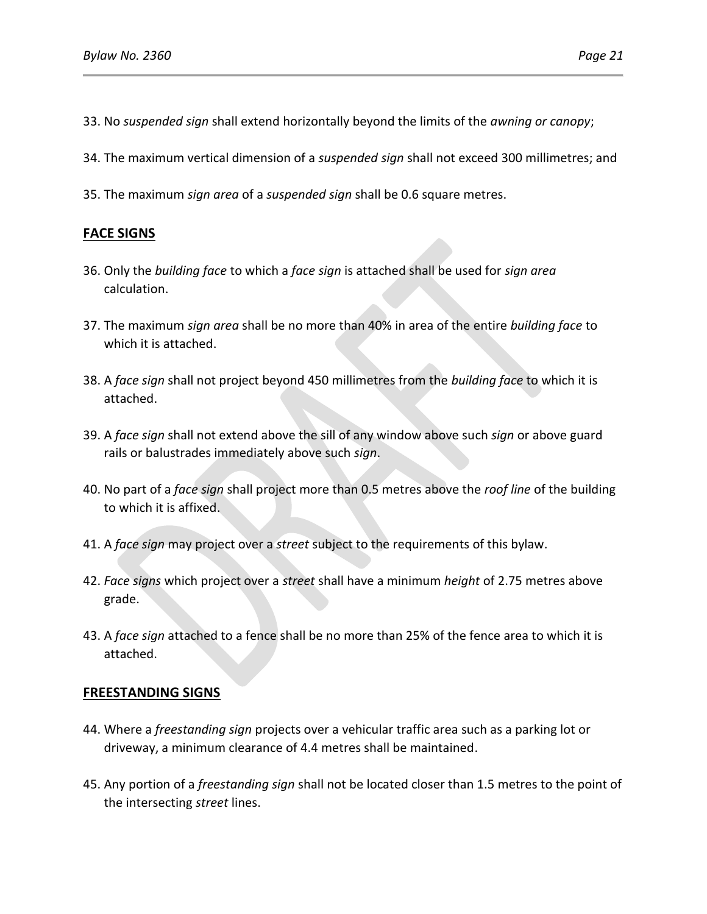33. No *suspended sign* shall extend horizontally beyond the limits of the *awning or canopy*;

34. The maximum vertical dimension of a *suspended sign* shall not exceed 300 millimetres; and

35. The maximum *sign area* of a *suspended sign* shall be 0.6 square metres.

## FACE SIGNS

36. Only the *building face* to which a *face sign* is attached shall be used for *sign area* calculation.

37. The maximum *sign area* shall be no more than 40% in area of the entire *building face* to which it is attached.

38. A *face sign* shall not project beyond 450 millimetres from the *building face* to which it is attached.

39. A *face sign* shall not extend above the sill of any window above such *sign* or above guard rails or balustrades immediately above such *sign*.

40. No part of a *face sign* shall project more than 0.5 metres above the *roof line* of the building to which it is affixed.

41. A *face sign* may project over a *street* subject to the requirements of this bylaw.

42. *Face signs* which project over a *street* shall have a minimum *height* of 2.75 metres above grade.

43. A *face sign* attached to a fence shall be no more than 25% of the fence area to which it is attached.

## FREESTANDING SIGNS

44. Where a *freestanding sign* projects over a vehicular traffic area such as a parking lot or driveway, a minimum clearance of 4.4 metres shall be maintained.

45. Any portion of a *freestanding sign* shall not be located closer than 1.5 metres to the point of the intersecting *street* lines.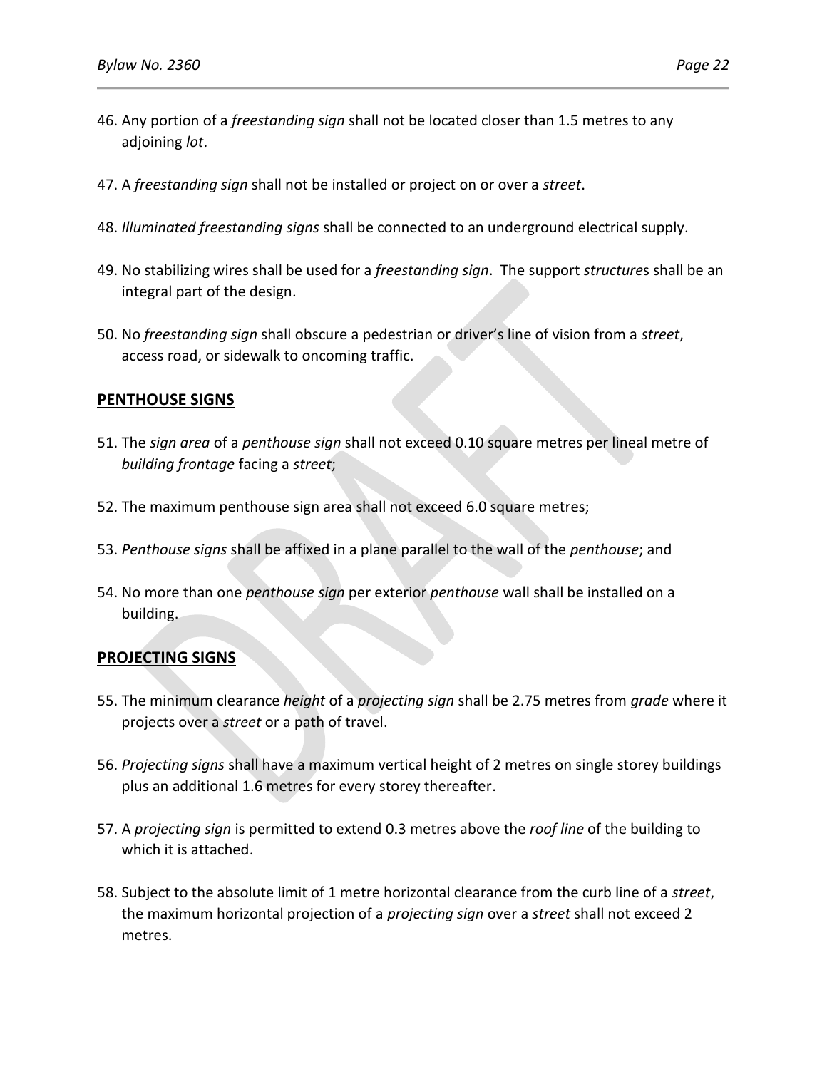46. Any portion of a *freestanding sign* shall not be located closer than 1.5 metres to any adjoining *lot*.

47. A *freestanding sign* shall not be installed or project on or over a *street*.

48. *Illuminated freestanding signs* shall be connected to an underground electrical supply.

49. No stabilizing wires shall be used for a *freestanding sign*. The support *structure*s shall be an integral part of the design.

50. No *freestanding sign* shall obscure a pedestrian or driver's line of vision from a *street*, access road, or sidewalk to oncoming traffic.

## PENTHOUSE SIGNS

51. The *sign area* of a *penthouse sign* shall not exceed 0.10 square metres per lineal metre of *building frontage* facing a *street*;

52. The maximum penthouse sign area shall not exceed 6.0 square metres;

53. *Penthouse signs* shall be affixed in a plane parallel to the wall of the *penthouse*; and

54. No more than one *penthouse sign* per exterior *penthouse* wall shall be installed on a building.

## PROJECTING SIGNS

55. The minimum clearance *height* of a *projecting sign* shall be 2.75 metres from *grade* where it projects over a *street* or a path of travel.

56. *Projecting signs* shall have a maximum vertical height of 2 metres on single storey buildings plus an additional 1.6 metres for every storey thereafter.

57. A *projecting sign* is permitted to extend 0.3 metres above the *roof line* of the building to which it is attached.

58. Subject to the absolute limit of 1 metre horizontal clearance from the curb line of a *street*, the maximum horizontal projection of a *projecting sign* over a *street* shall not exceed 2 metres.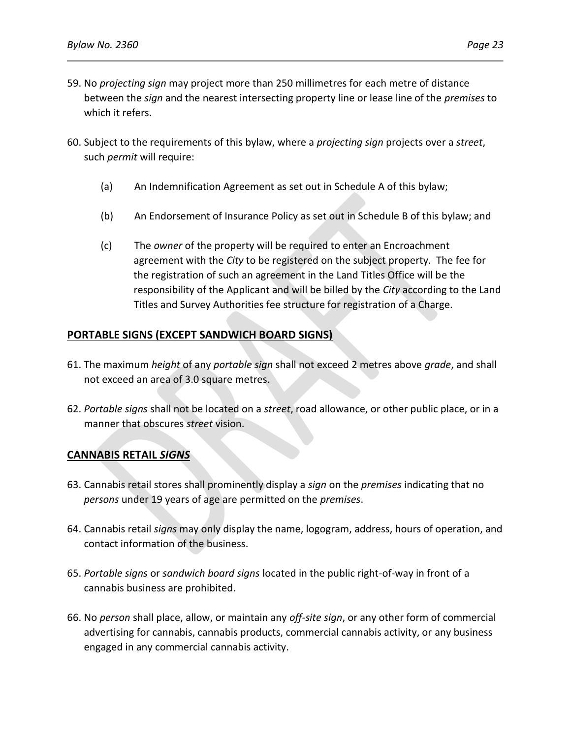59. No *projecting sign* may project more than 250 millimetres for each metre of distance between the *sign* and the nearest intersecting property line or lease line of the *premises* to which it refers.

60. Subject to the requirements of this bylaw, where a *projecting sign* projects over a *street*, such *permit* will require:

    (a) An Indemnification Agreement as set out in Schedule A of this bylaw;

    (b) An Endorsement of Insurance Policy as set out in Schedule B of this bylaw; and

    (c) The *owner* of the property will be required to enter an Encroachment agreement with the *City* to be registered on the subject property. The fee for the registration of such an agreement in the Land Titles Office will be the responsibility of the Applicant and will be billed by the *City* according to the Land Titles and Survey Authorities fee structure for registration of a Charge.

## PORTABLE SIGNS (EXCEPT SANDWICH BOARD SIGNS)

61. The maximum *height* of any *portable sign* shall not exceed 2 metres above *grade*, and shall not exceed an area of 3.0 square metres.

62. *Portable signs* shall not be located on a *street*, road allowance, or other public place, or in a manner that obscures *street* vision.

## CANNABIS RETAIL *SIGNS*

63. Cannabis retail stores shall prominently display a *sign* on the *premises* indicating that no *persons* under 19 years of age are permitted on the *premises*.

64. Cannabis retail *signs* may only display the name, logogram, address, hours of operation, and contact information of the business.

65. *Portable signs* or *sandwich board signs* located in the public right-of-way in front of a cannabis business are prohibited.

66. No *person* shall place, allow, or maintain any *off-site sign*, or any other form of commercial advertising for cannabis, cannabis products, commercial cannabis activity, or any business engaged in any commercial cannabis activity.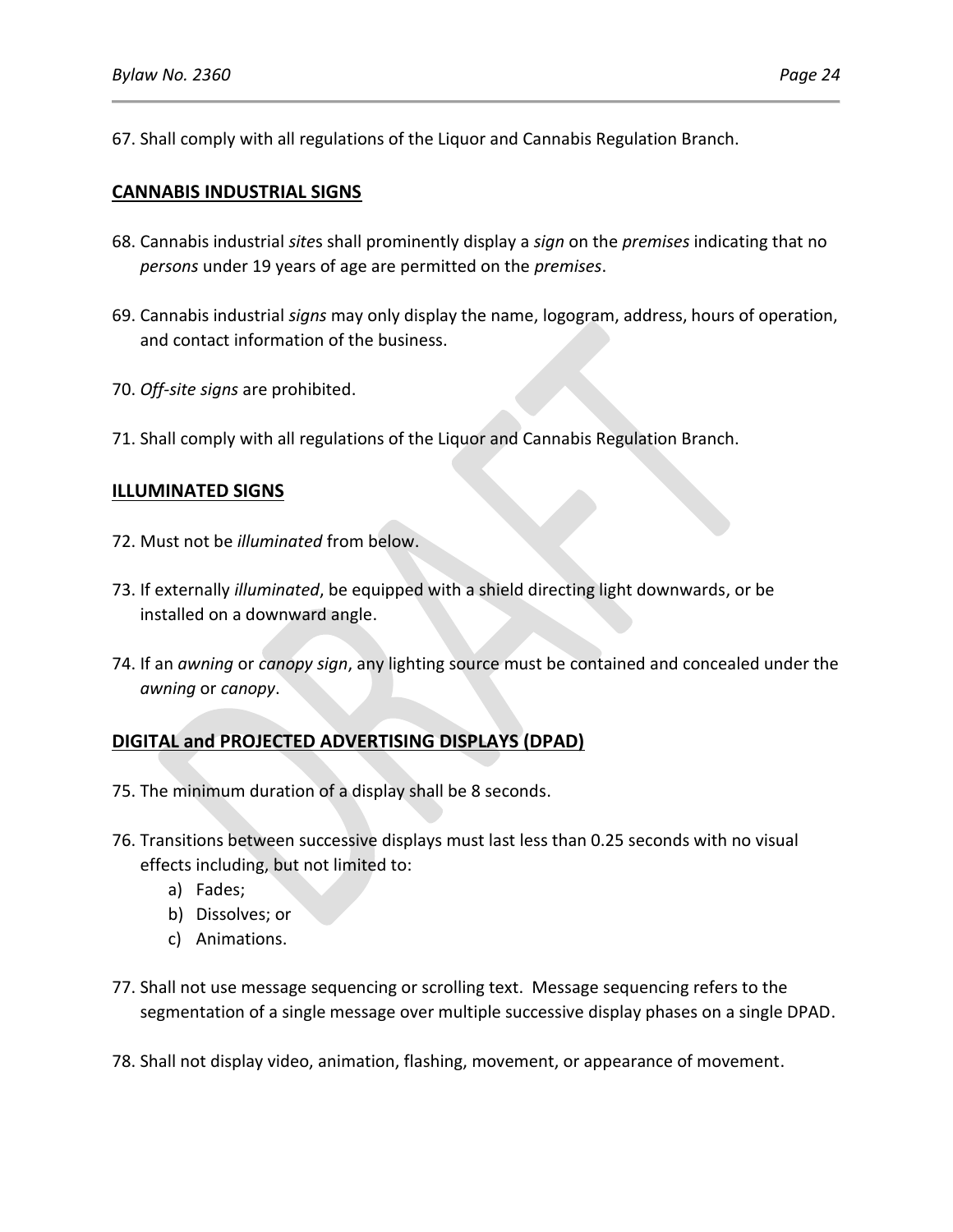67. Shall comply with all regulations of the Liquor and Cannabis Regulation Branch.

**CANNABIS INDUSTRIAL SIGNS**

68. Cannabis industrial *site*s shall prominently display a *sign* on the *premises* indicating that no *persons* under 19 years of age are permitted on the *premises*.

69. Cannabis industrial *signs* may only display the name, logogram, address, hours of operation, and contact information of the business.

70. *Off-site signs* are prohibited.

71. Shall comply with all regulations of the Liquor and Cannabis Regulation Branch.

**ILLUMINATED SIGNS**

72. Must not be *illuminated* from below.

73. If externally *illuminated*, be equipped with a shield directing light downwards, or be installed on a downward angle.

74. If an *awning* or *canopy sign*, any lighting source must be contained and concealed under the *awning* or *canopy*.

**DIGITAL and PROJECTED ADVERTISING DISPLAYS (DPAD)**

75. The minimum duration of a display shall be 8 seconds.

76. Transitions between successive displays must last less than 0.25 seconds with no visual effects including, but not limited to:
    a) Fades;
    b) Dissolves; or
    c) Animations.

77. Shall not use message sequencing or scrolling text. Message sequencing refers to the segmentation of a single message over multiple successive display phases on a single DPAD.

78. Shall not display video, animation, flashing, movement, or appearance of movement.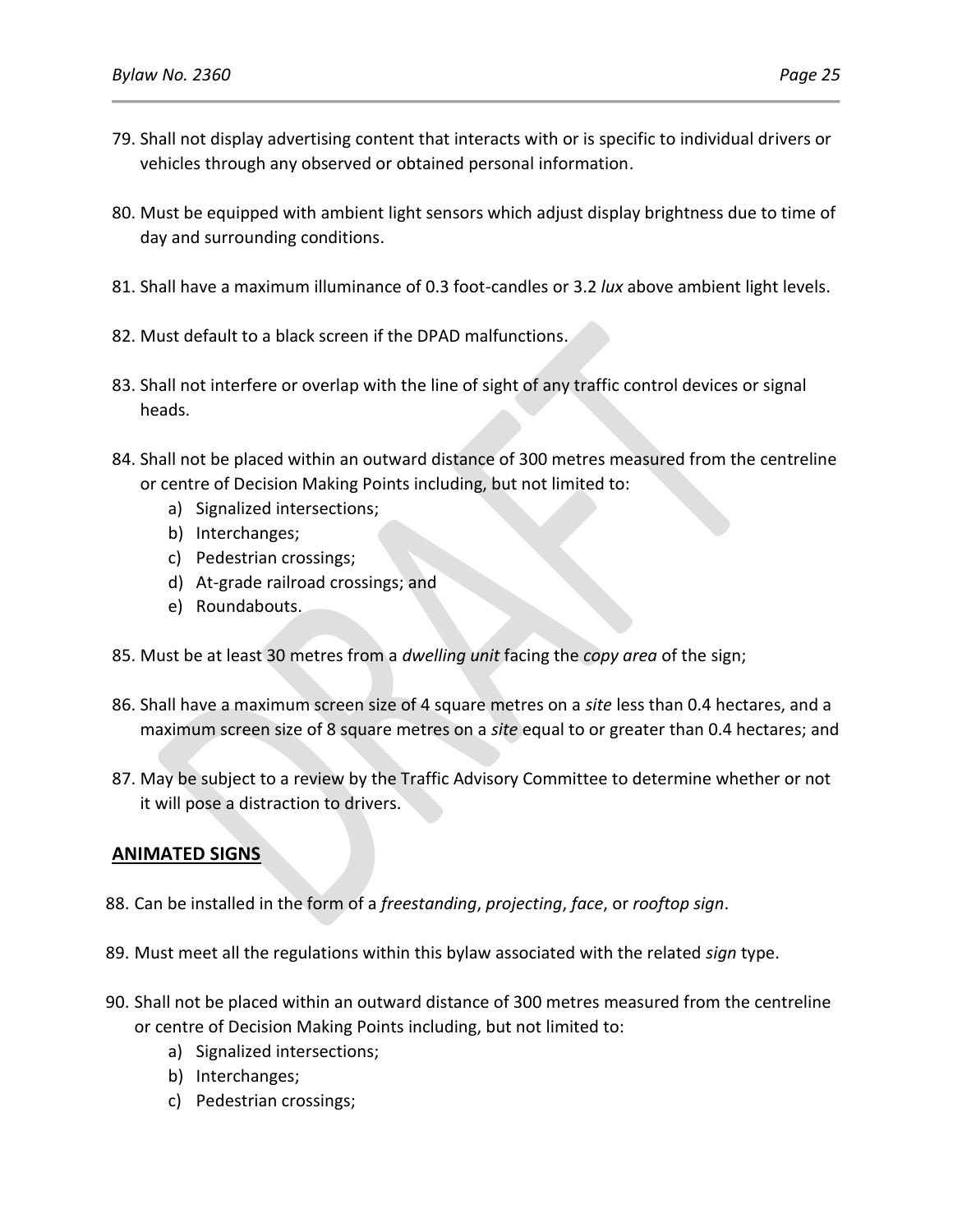79. Shall not display advertising content that interacts with or is specific to individual drivers or vehicles through any observed or obtained personal information.

80. Must be equipped with ambient light sensors which adjust display brightness due to time of day and surrounding conditions.

81. Shall have a maximum illuminance of 0.3 foot-candles or 3.2 *lux* above ambient light levels.

82. Must default to a black screen if the DPAD malfunctions.

83. Shall not interfere or overlap with the line of sight of any traffic control devices or signal heads.

84. Shall not be placed within an outward distance of 300 metres measured from the centreline or centre of Decision Making Points including, but not limited to:
    a) Signalized intersections;
    b) Interchanges;
    c) Pedestrian crossings;
    d) At-grade railroad crossings; and
    e) Roundabouts.

85. Must be at least 30 metres from a *dwelling unit* facing the *copy area* of the sign;

86. Shall have a maximum screen size of 4 square metres on a *site* less than 0.4 hectares, and a maximum screen size of 8 square metres on a *site* equal to or greater than 0.4 hectares; and

87. May be subject to a review by the Traffic Advisory Committee to determine whether or not it will pose a distraction to drivers.

## ANIMATED SIGNS

88. Can be installed in the form of a *freestanding*, *projecting*, *face*, or *rooftop sign*.

89. Must meet all the regulations within this bylaw associated with the related *sign* type.

90. Shall not be placed within an outward distance of 300 metres measured from the centreline or centre of Decision Making Points including, but not limited to:
    a) Signalized intersections;
    b) Interchanges;
    c) Pedestrian crossings;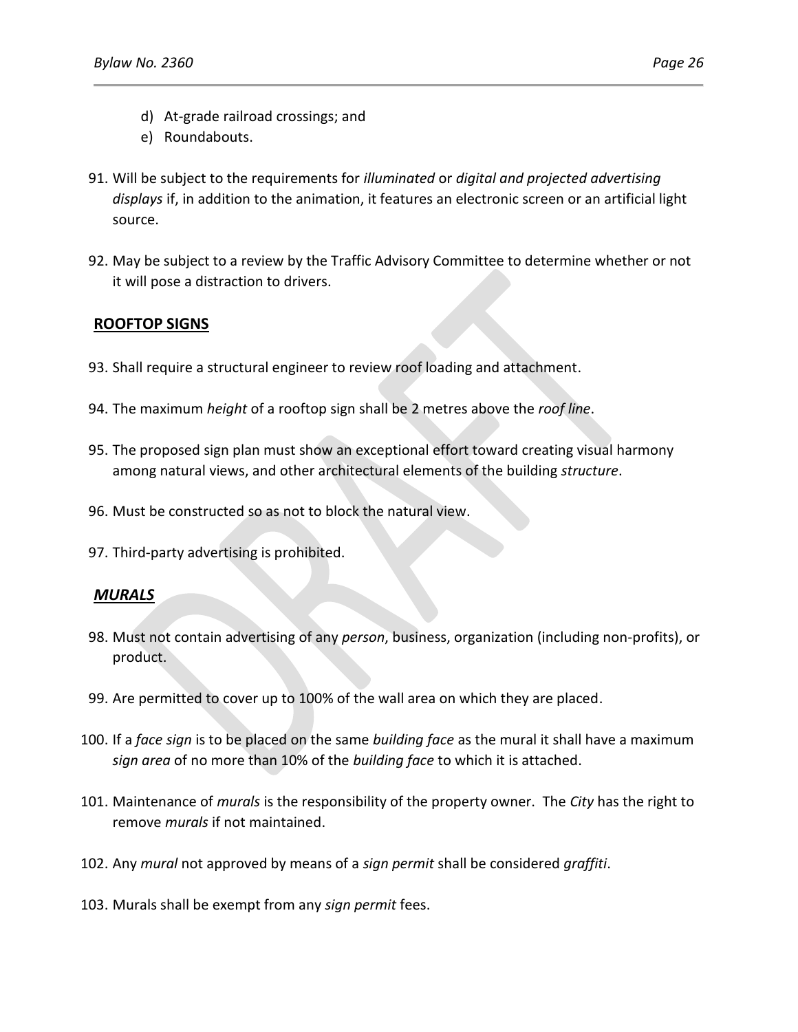d) At-grade railroad crossings; and
e) Roundabouts.

91. Will be subject to the requirements for *illuminated* or *digital and projected advertising displays* if, in addition to the animation, it features an electronic screen or an artificial light source.

92. May be subject to a review by the Traffic Advisory Committee to determine whether or not it will pose a distraction to drivers.

**ROOFTOP SIGNS**

93. Shall require a structural engineer to review roof loading and attachment.

94. The maximum *height* of a rooftop sign shall be 2 metres above the *roof line*.

95. The proposed sign plan must show an exceptional effort toward creating visual harmony among natural views, and other architectural elements of the building *structure*.

96. Must be constructed so as not to block the natural view.

97. Third-party advertising is prohibited.

***MURALS***

98. Must not contain advertising of any *person*, business, organization (including non-profits), or product.

99. Are permitted to cover up to 100% of the wall area on which they are placed.

100. If a *face sign* is to be placed on the same *building face* as the mural it shall have a maximum *sign area* of no more than 10% of the *building face* to which it is attached.

101. Maintenance of *murals* is the responsibility of the property owner. The *City* has the right to remove *murals* if not maintained.

102. Any *mural* not approved by means of a *sign permit* shall be considered *graffiti*.

103. Murals shall be exempt from any *sign permit* fees.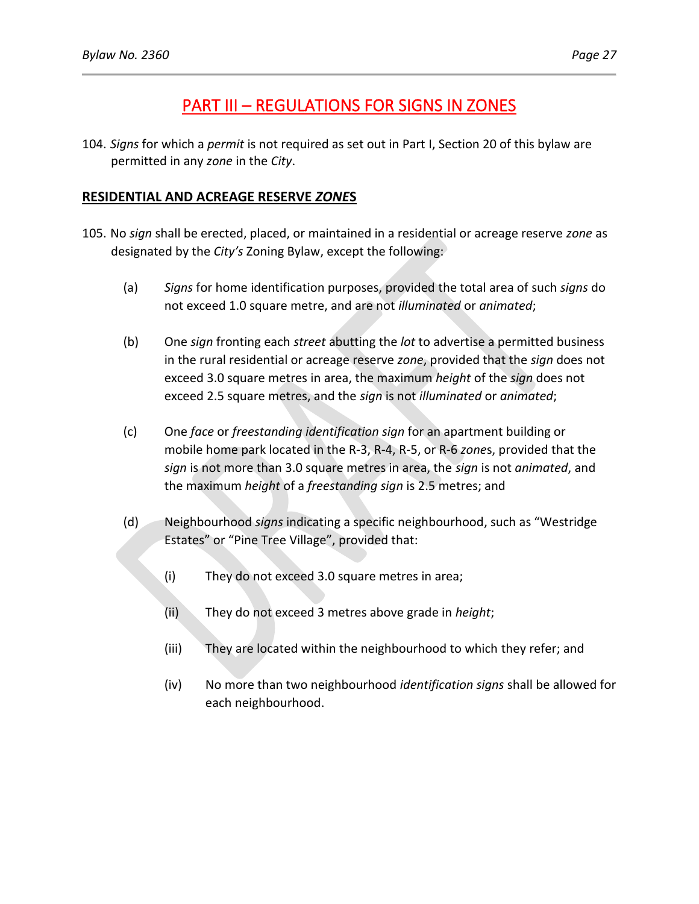# PART III – REGULATIONS FOR SIGNS IN ZONES

104. *Signs* for which a *permit* is not required as set out in Part I, Section 20 of this bylaw are permitted in any *zone* in the *City*.

## RESIDENTIAL AND ACREAGE RESERVE *ZONE*S

105. No *sign* shall be erected, placed, or maintained in a residential or acreage reserve *zone* as designated by the *City's* Zoning Bylaw, except the following:

    (a) *Signs* for home identification purposes, provided the total area of such *signs* do not exceed 1.0 square metre, and are not *illuminated* or *animated*;

    (b) One *sign* fronting each *street* abutting the *lot* to advertise a permitted business in the rural residential or acreage reserve *zone*, provided that the *sign* does not exceed 3.0 square metres in area, the maximum *height* of the *sign* does not exceed 2.5 square metres, and the *sign* is not *illuminated* or *animated*;

    (c) One *face* or *freestanding identification sign* for an apartment building or mobile home park located in the R-3, R-4, R-5, or R-6 *zone*s, provided that the *sign* is not more than 3.0 square metres in area, the *sign* is not *animated*, and the maximum *height* of a *freestanding sign* is 2.5 metres; and

    (d) Neighbourhood *signs* indicating a specific neighbourhood, such as "Westridge Estates" or "Pine Tree Village", provided that:

        (i) They do not exceed 3.0 square metres in area;

        (ii) They do not exceed 3 metres above grade in *height*;

        (iii) They are located within the neighbourhood to which they refer; and

        (iv) No more than two neighbourhood *identification signs* shall be allowed for each neighbourhood.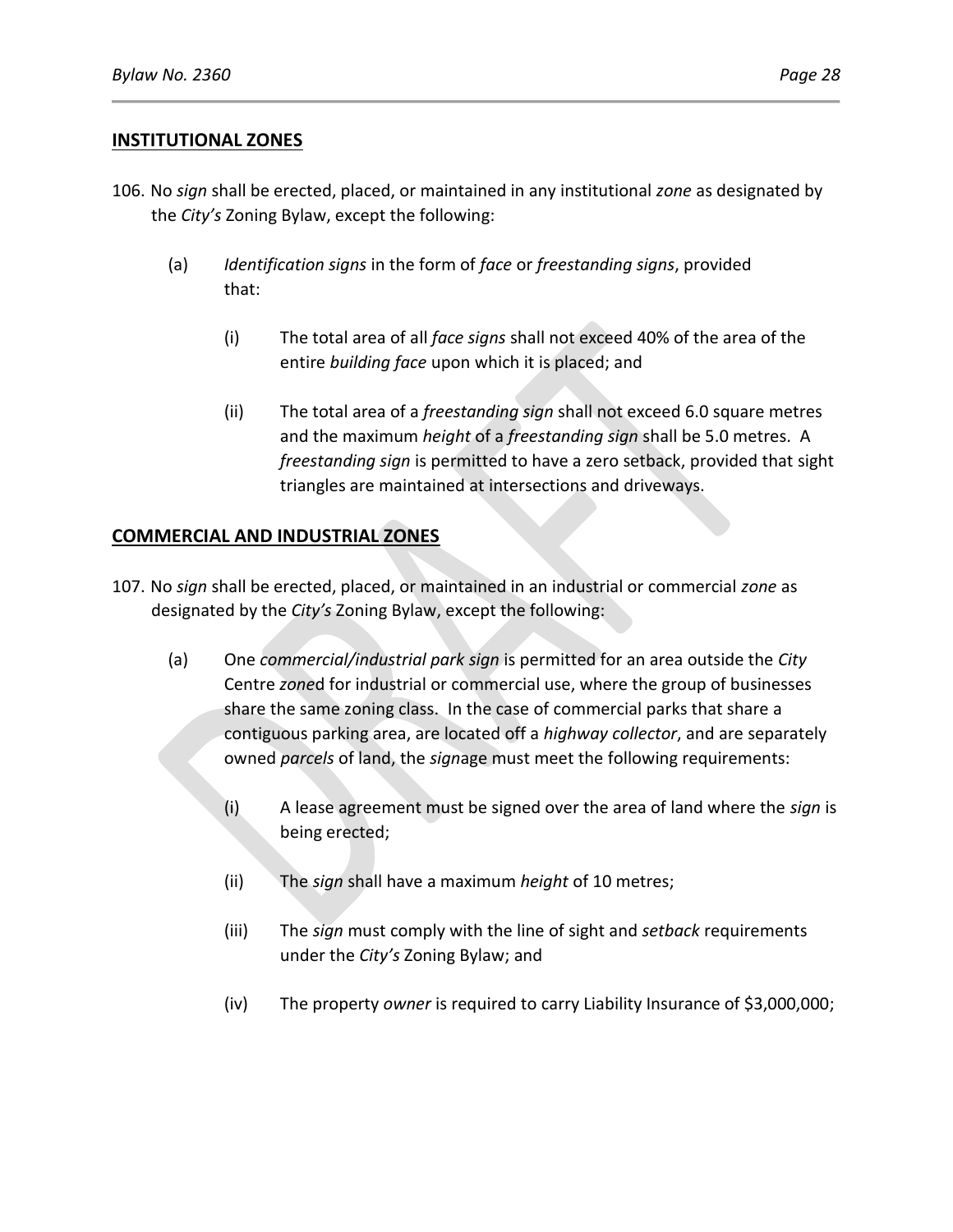## INSTITUTIONAL ZONES

106. No *sign* shall be erected, placed, or maintained in any institutional *zone* as designated by the *City's* Zoning Bylaw, except the following:

   (a) *Identification signs* in the form of *face* or *freestanding signs*, provided that:

      (i) The total area of all *face signs* shall not exceed 40% of the area of the entire *building face* upon which it is placed; and

      (ii) The total area of a *freestanding sign* shall not exceed 6.0 square metres and the maximum *height* of a *freestanding sign* shall be 5.0 metres. A *freestanding sign* is permitted to have a zero setback, provided that sight triangles are maintained at intersections and driveways.

## COMMERCIAL AND INDUSTRIAL ZONES

107. No *sign* shall be erected, placed, or maintained in an industrial or commercial *zone* as designated by the *City's* Zoning Bylaw, except the following:

   (a) One *commercial/industrial park sign* is permitted for an area outside the *City* Centre *zone*d for industrial or commercial use, where the group of businesses share the same zoning class. In the case of commercial parks that share a contiguous parking area, are located off a *highway collector*, and are separately owned *parcels* of land, the *sign*age must meet the following requirements:

      (i) A lease agreement must be signed over the area of land where the *sign* is being erected;

      (ii) The *sign* shall have a maximum *height* of 10 metres;

      (iii) The *sign* must comply with the line of sight and *setback* requirements under the *City's* Zoning Bylaw; and

      (iv) The property *owner* is required to carry Liability Insurance of $3,000,000;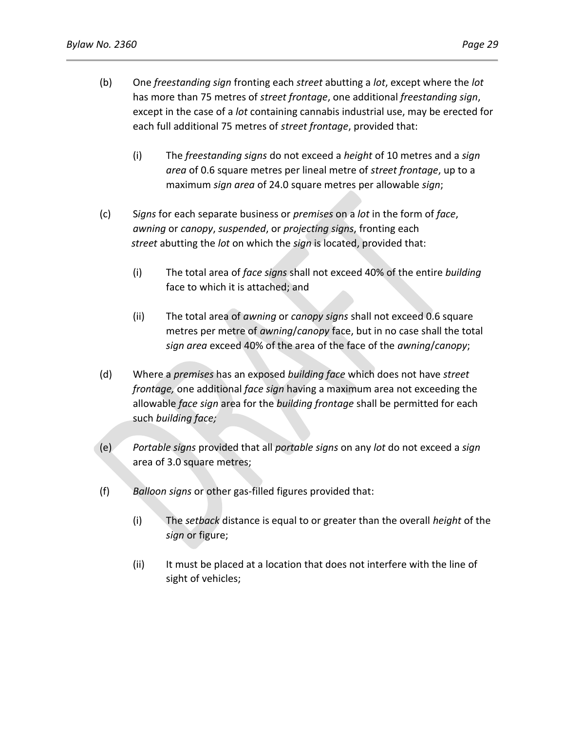(b) One *freestanding sign* fronting each *street* abutting a *lot*, except where the *lot* has more than 75 metres of *street frontage*, one additional *freestanding sign*, except in the case of a *lot* containing cannabis industrial use, may be erected for each full additional 75 metres of *street frontage*, provided that:

  (i) The *freestanding signs* do not exceed a *height* of 10 metres and a *sign area* of 0.6 square metres per lineal metre of *street frontage*, up to a maximum *sign area* of 24.0 square metres per allowable *sign*;

(c) S*igns* for each separate business or *premises* on a *lot* in the form of *face*, *awning* or *canopy*, *suspended*, or *projecting signs*, fronting each *street* abutting the *lot* on which the *sign* is located, provided that:

  (i) The total area of *face signs* shall not exceed 40% of the entire *building* face to which it is attached; and

  (ii) The total area of *awning* or *canopy signs* shall not exceed 0.6 square metres per metre of *awning*/*canopy* face, but in no case shall the total *sign area* exceed 40% of the area of the face of the *awning*/*canopy*;

(d) Where a *premises* has an exposed *building face* which does not have *street frontage,* one additional *face sign* having a maximum area not exceeding the allowable *face sign* area for the *building frontage* shall be permitted for each such *building face;*

(e) *Portable signs* provided that all *portable signs* on any *lot* do not exceed a *sign* area of 3.0 square metres;

(f) *Balloon signs* or other gas-filled figures provided that:

  (i) The *setback* distance is equal to or greater than the overall *height* of the *sign* or figure;

  (ii) It must be placed at a location that does not interfere with the line of sight of vehicles;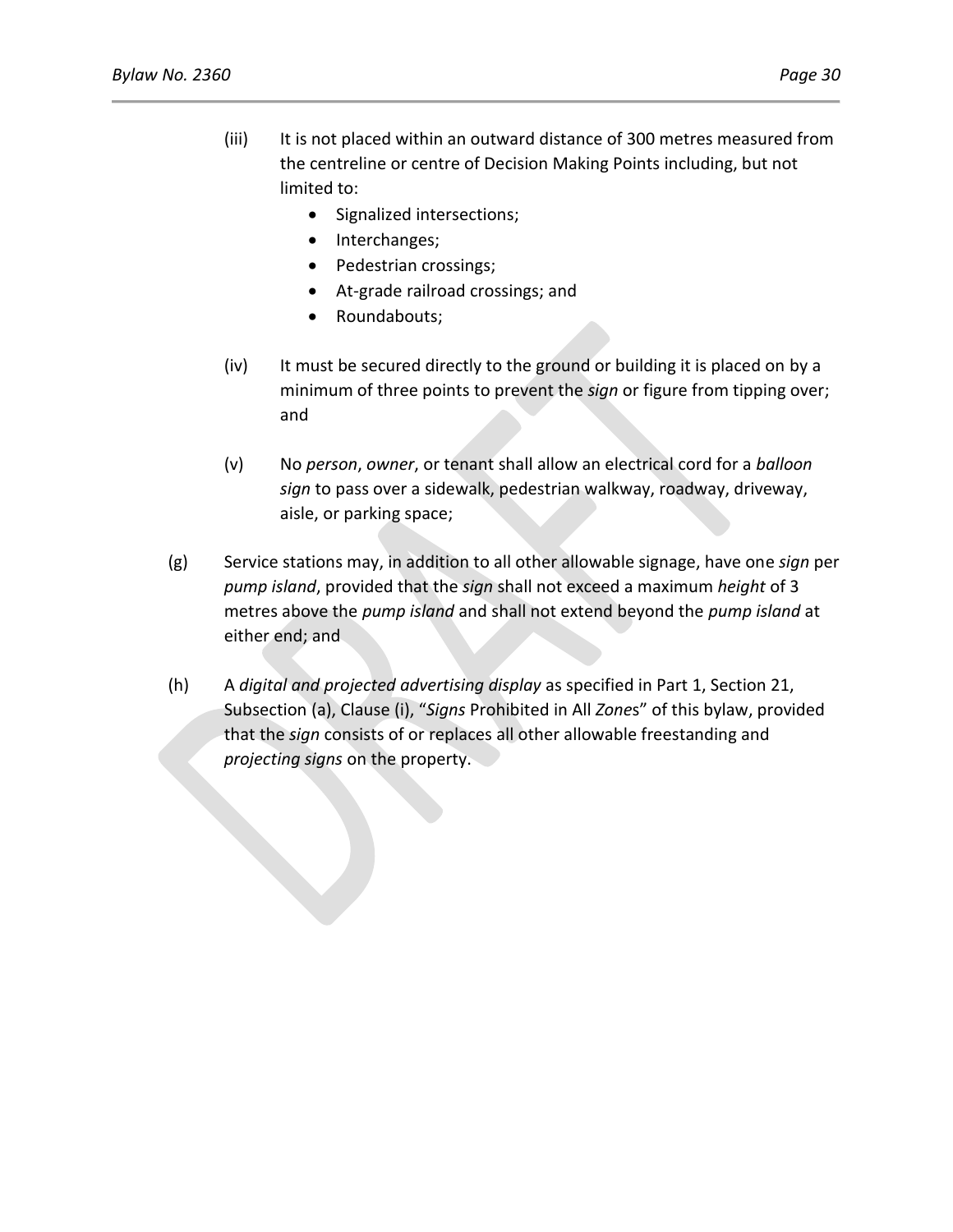(iii) It is not placed within an outward distance of 300 metres measured from the centreline or centre of Decision Making Points including, but not limited to:

- Signalized intersections;
- Interchanges;
- Pedestrian crossings;
- At-grade railroad crossings; and
- Roundabouts;

(iv) It must be secured directly to the ground or building it is placed on by a minimum of three points to prevent the *sign* or figure from tipping over; and

(v) No *person*, *owner*, or tenant shall allow an electrical cord for a *balloon sign* to pass over a sidewalk, pedestrian walkway, roadway, driveway, aisle, or parking space;

(g) Service stations may, in addition to all other allowable signage, have one *sign* per *pump island*, provided that the *sign* shall not exceed a maximum *height* of 3 metres above the *pump island* and shall not extend beyond the *pump island* at either end; and

(h) A *digital and projected advertising display* as specified in Part 1, Section 21, Subsection (a), Clause (i), "*Signs* Prohibited in All *Zones*" of this bylaw, provided that the *sign* consists of or replaces all other allowable freestanding and *projecting signs* on the property.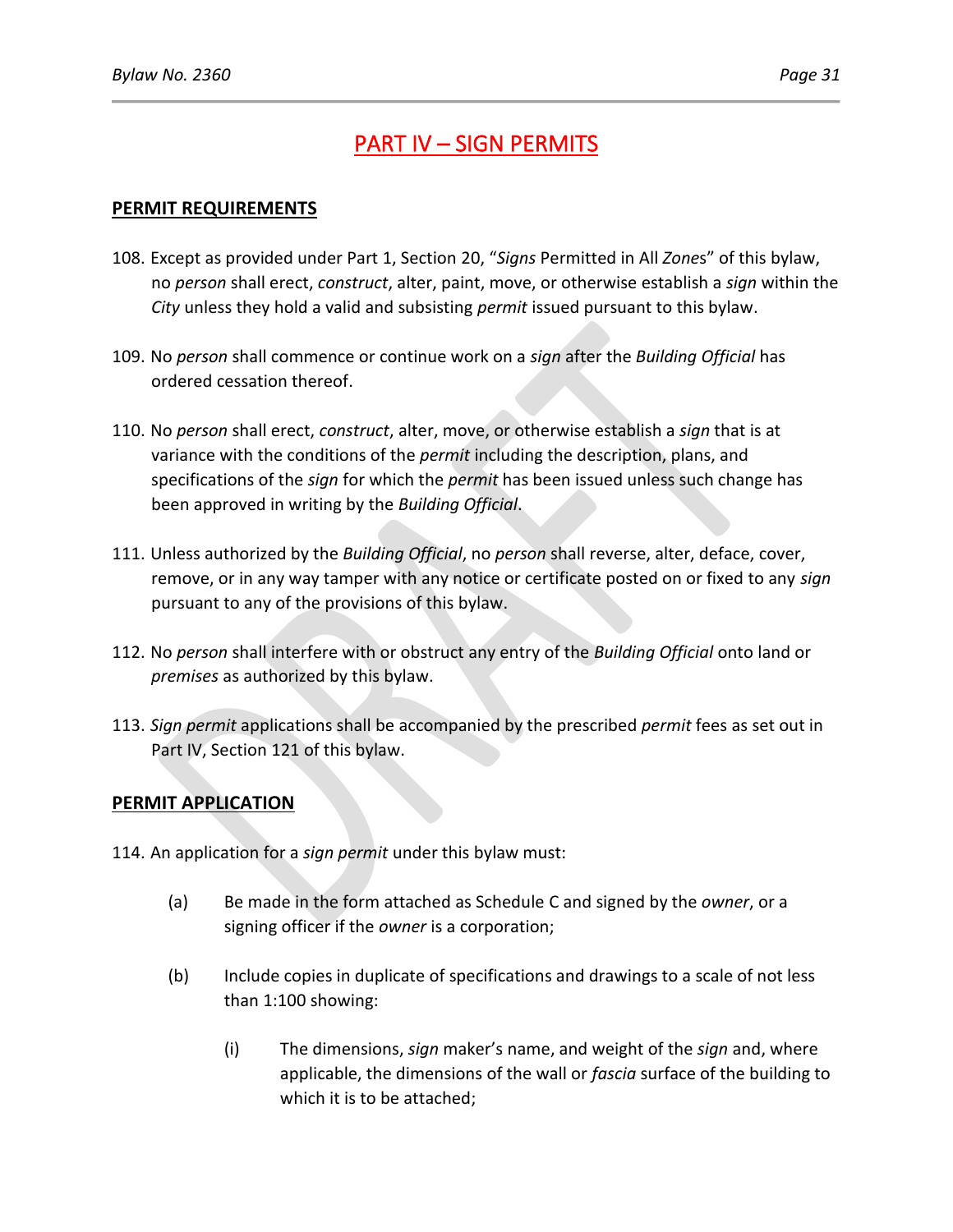# PART IV – SIGN PERMITS

## PERMIT REQUIREMENTS

108. Except as provided under Part 1, Section 20, "*Signs* Permitted in All *Zone*s" of this bylaw, no *person* shall erect, *construct*, alter, paint, move, or otherwise establish a *sign* within the *City* unless they hold a valid and subsisting *permit* issued pursuant to this bylaw.

109. No *person* shall commence or continue work on a *sign* after the *Building Official* has ordered cessation thereof.

110. No *person* shall erect, *construct*, alter, move, or otherwise establish a *sign* that is at variance with the conditions of the *permit* including the description, plans, and specifications of the *sign* for which the *permit* has been issued unless such change has been approved in writing by the *Building Official*.

111. Unless authorized by the *Building Official*, no *person* shall reverse, alter, deface, cover, remove, or in any way tamper with any notice or certificate posted on or fixed to any *sign* pursuant to any of the provisions of this bylaw.

112. No *person* shall interfere with or obstruct any entry of the *Building Official* onto land or *premises* as authorized by this bylaw.

113. *Sign permit* applications shall be accompanied by the prescribed *permit* fees as set out in Part IV, Section 121 of this bylaw.

## PERMIT APPLICATION

114. An application for a *sign permit* under this bylaw must:

    (a) Be made in the form attached as Schedule C and signed by the *owner*, or a signing officer if the *owner* is a corporation;

    (b) Include copies in duplicate of specifications and drawings to a scale of not less than 1:100 showing:

        (i) The dimensions, *sign* maker's name, and weight of the *sign* and, where applicable, the dimensions of the wall or *fascia* surface of the building to which it is to be attached;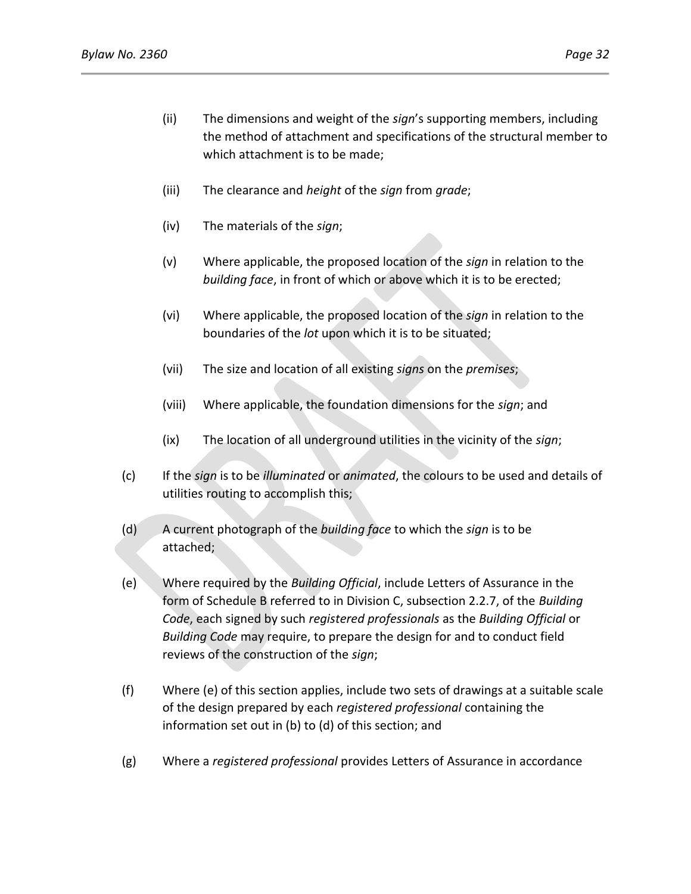(ii) The dimensions and weight of the *sign*'s supporting members, including the method of attachment and specifications of the structural member to which attachment is to be made;

(iii) The clearance and *height* of the *sign* from *grade*;

(iv) The materials of the *sign*;

(v) Where applicable, the proposed location of the *sign* in relation to the *building face*, in front of which or above which it is to be erected;

(vi) Where applicable, the proposed location of the *sign* in relation to the boundaries of the *lot* upon which it is to be situated;

(vii) The size and location of all existing *signs* on the *premises*;

(viii) Where applicable, the foundation dimensions for the *sign*; and

(ix) The location of all underground utilities in the vicinity of the *sign*;

(c) If the *sign* is to be *illuminated* or *animated*, the colours to be used and details of utilities routing to accomplish this;

(d) A current photograph of the *building face* to which the *sign* is to be attached;

(e) Where required by the *Building Official*, include Letters of Assurance in the form of Schedule B referred to in Division C, subsection 2.2.7, of the *Building Code*, each signed by such *registered professionals* as the *Building Official* or *Building Code* may require, to prepare the design for and to conduct field reviews of the construction of the *sign*;

(f) Where (e) of this section applies, include two sets of drawings at a suitable scale of the design prepared by each *registered professional* containing the information set out in (b) to (d) of this section; and

(g) Where a *registered professional* provides Letters of Assurance in accordance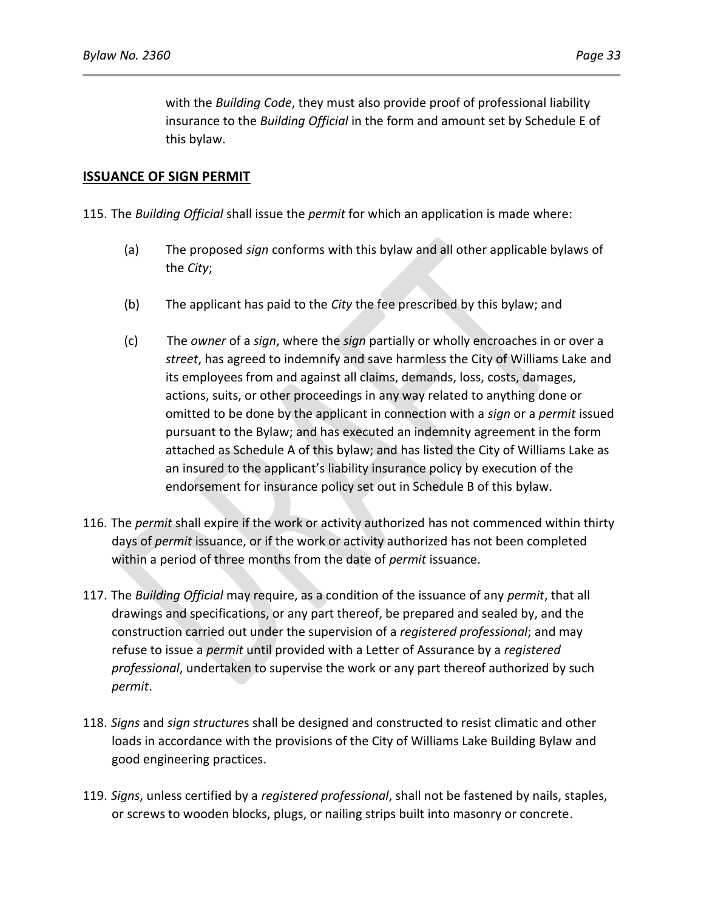with the *Building Code*, they must also provide proof of professional liability insurance to the *Building Official* in the form and amount set by Schedule E of this bylaw.

## ISSUANCE OF SIGN PERMIT

115. The *Building Official* shall issue the *permit* for which an application is made where:

   (a) The proposed *sign* conforms with this bylaw and all other applicable bylaws of the *City*;

   (b) The applicant has paid to the *City* the fee prescribed by this bylaw; and

   (c) The *owner* of a *sign*, where the *sign* partially or wholly encroaches in or over a *street*, has agreed to indemnify and save harmless the City of Williams Lake and its employees from and against all claims, demands, loss, costs, damages, actions, suits, or other proceedings in any way related to anything done or omitted to be done by the applicant in connection with a *sign* or a *permit* issued pursuant to the Bylaw; and has executed an indemnity agreement in the form attached as Schedule A of this bylaw; and has listed the City of Williams Lake as an insured to the applicant's liability insurance policy by execution of the endorsement for insurance policy set out in Schedule B of this bylaw.

116. The *permit* shall expire if the work or activity authorized has not commenced within thirty days of *permit* issuance, or if the work or activity authorized has not been completed within a period of three months from the date of *permit* issuance.

117. The *Building Official* may require, as a condition of the issuance of any *permit*, that all drawings and specifications, or any part thereof, be prepared and sealed by, and the construction carried out under the supervision of a *registered professional*; and may refuse to issue a *permit* until provided with a Letter of Assurance by a *registered professional*, undertaken to supervise the work or any part thereof authorized by such *permit*.

118. *Signs* and *sign structure*s shall be designed and constructed to resist climatic and other loads in accordance with the provisions of the City of Williams Lake Building Bylaw and good engineering practices.

119. *Signs*, unless certified by a *registered professional*, shall not be fastened by nails, staples, or screws to wooden blocks, plugs, or nailing strips built into masonry or concrete.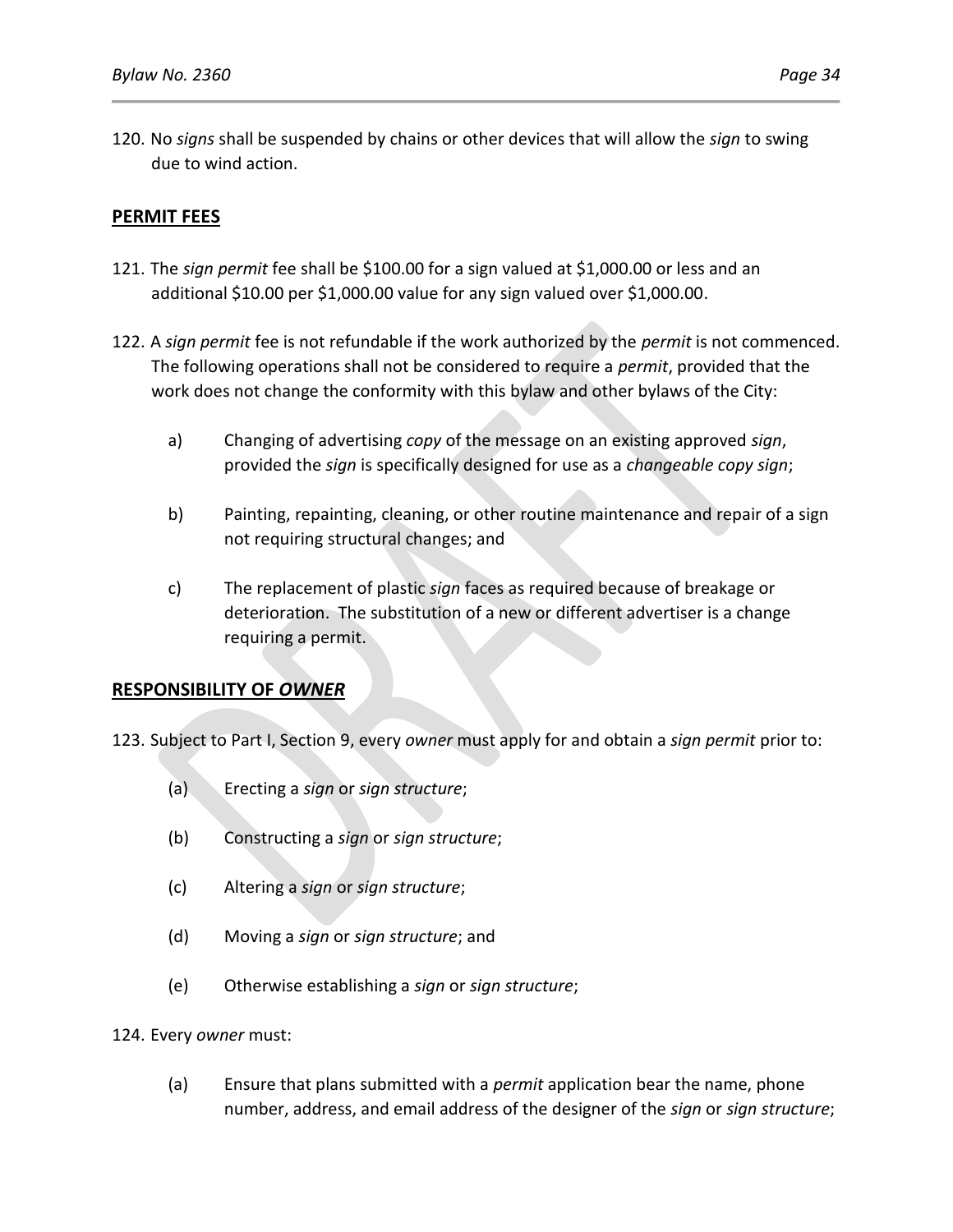120. No *signs* shall be suspended by chains or other devices that will allow the *sign* to swing due to wind action.

## PERMIT FEES

121. The *sign permit* fee shall be $100.00 for a sign valued at $1,000.00 or less and an additional $10.00 per $1,000.00 value for any sign valued over $1,000.00.

122. A *sign permit* fee is not refundable if the work authorized by the *permit* is not commenced. The following operations shall not be considered to require a *permit*, provided that the work does not change the conformity with this bylaw and other bylaws of the City:

    a) Changing of advertising *copy* of the message on an existing approved *sign*, provided the *sign* is specifically designed for use as a *changeable copy sign*;

    b) Painting, repainting, cleaning, or other routine maintenance and repair of a sign not requiring structural changes; and

    c) The replacement of plastic *sign* faces as required because of breakage or deterioration. The substitution of a new or different advertiser is a change requiring a permit.

## RESPONSIBILITY OF *OWNER*

123. Subject to Part I, Section 9, every *owner* must apply for and obtain a *sign permit* prior to:

    (a) Erecting a *sign* or *sign structure*;

    (b) Constructing a *sign* or *sign structure*;

    (c) Altering a *sign* or *sign structure*;

    (d) Moving a *sign* or *sign structure*; and

    (e) Otherwise establishing a *sign* or *sign structure*;

124. Every *owner* must:

    (a) Ensure that plans submitted with a *permit* application bear the name, phone number, address, and email address of the designer of the *sign* or *sign structure*;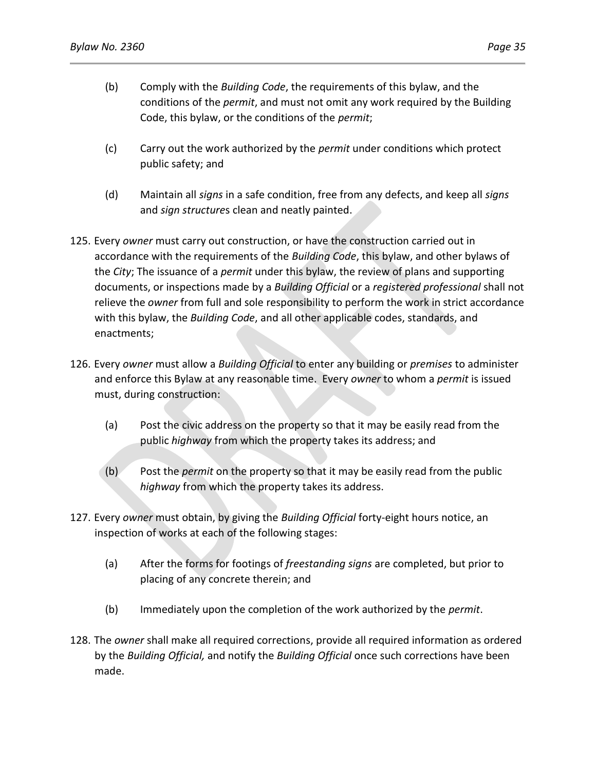(b) Comply with the *Building Code*, the requirements of this bylaw, and the conditions of the *permit*, and must not omit any work required by the Building Code, this bylaw, or the conditions of the *permit*;

(c) Carry out the work authorized by the *permit* under conditions which protect public safety; and

(d) Maintain all *signs* in a safe condition, free from any defects, and keep all *signs* and *sign structure*s clean and neatly painted.

125. Every *owner* must carry out construction, or have the construction carried out in accordance with the requirements of the *Building Code*, this bylaw, and other bylaws of the *City*; The issuance of a *permit* under this bylaw, the review of plans and supporting documents, or inspections made by a *Building Official* or a *registered professional* shall not relieve the *owner* from full and sole responsibility to perform the work in strict accordance with this bylaw, the *Building Code*, and all other applicable codes, standards, and enactments;

126. Every *owner* must allow a *Building Official* to enter any building or *premises* to administer and enforce this Bylaw at any reasonable time. Every *owner* to whom a *permit* is issued must, during construction:

    (a) Post the civic address on the property so that it may be easily read from the public *highway* from which the property takes its address; and

    (b) Post the *permit* on the property so that it may be easily read from the public *highway* from which the property takes its address.

127. Every *owner* must obtain, by giving the *Building Official* forty-eight hours notice, an inspection of works at each of the following stages:

    (a) After the forms for footings of *freestanding signs* are completed, but prior to placing of any concrete therein; and

    (b) Immediately upon the completion of the work authorized by the *permit*.

128. The *owner* shall make all required corrections, provide all required information as ordered by the *Building Official,* and notify the *Building Official* once such corrections have been made.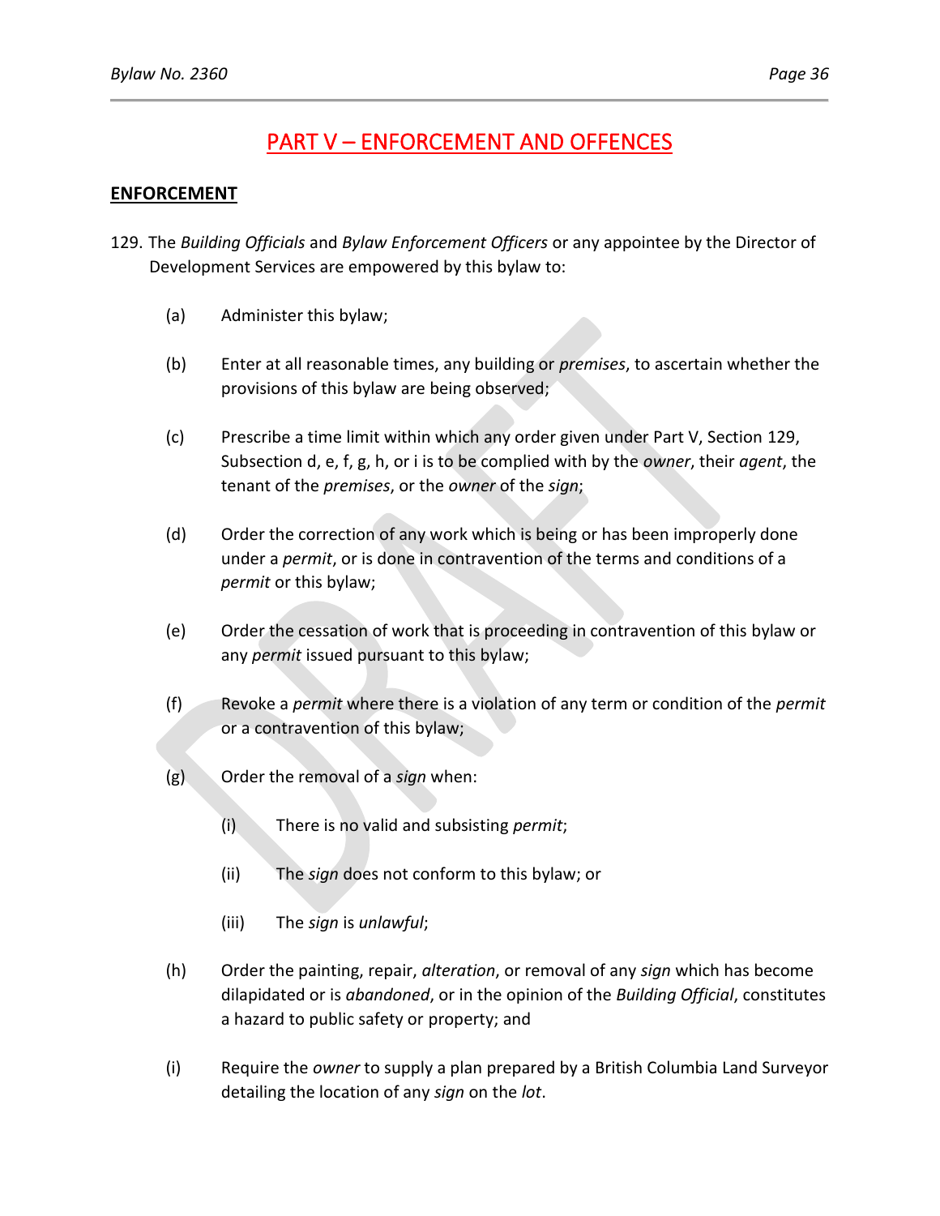# PART V – ENFORCEMENT AND OFFENCES

## ENFORCEMENT

129. The *Building Officials* and *Bylaw Enforcement Officers* or any appointee by the Director of Development Services are empowered by this bylaw to:

   (a) Administer this bylaw;

   (b) Enter at all reasonable times, any building or *premises*, to ascertain whether the provisions of this bylaw are being observed;

   (c) Prescribe a time limit within which any order given under Part V, Section 129, Subsection d, e, f, g, h, or i is to be complied with by the *owner*, their *agent*, the tenant of the *premises*, or the *owner* of the *sign*;

   (d) Order the correction of any work which is being or has been improperly done under a *permit*, or is done in contravention of the terms and conditions of a *permit* or this bylaw;

   (e) Order the cessation of work that is proceeding in contravention of this bylaw or any *permit* issued pursuant to this bylaw;

   (f) Revoke a *permit* where there is a violation of any term or condition of the *permit* or a contravention of this bylaw;

   (g) Order the removal of a *sign* when:

      (i) There is no valid and subsisting *permit*;

      (ii) The *sign* does not conform to this bylaw; or

      (iii) The *sign* is *unlawful*;

   (h) Order the painting, repair, *alteration*, or removal of any *sign* which has become dilapidated or is *abandoned*, or in the opinion of the *Building Official*, constitutes a hazard to public safety or property; and

   (i) Require the *owner* to supply a plan prepared by a British Columbia Land Surveyor detailing the location of any *sign* on the *lot*.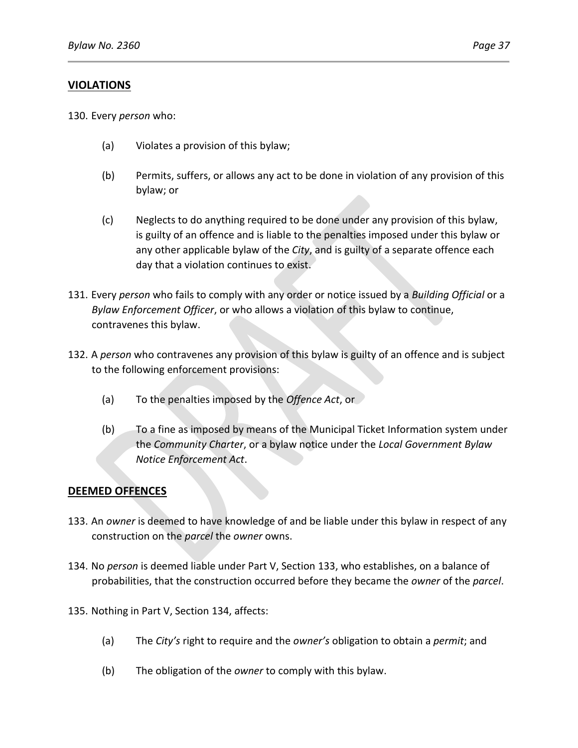## VIOLATIONS

130. Every *person* who:

   (a) Violates a provision of this bylaw;

   (b) Permits, suffers, or allows any act to be done in violation of any provision of this bylaw; or

   (c) Neglects to do anything required to be done under any provision of this bylaw, is guilty of an offence and is liable to the penalties imposed under this bylaw or any other applicable bylaw of the *City*, and is guilty of a separate offence each day that a violation continues to exist.

131. Every *person* who fails to comply with any order or notice issued by a *Building Official* or a *Bylaw Enforcement Officer*, or who allows a violation of this bylaw to continue, contravenes this bylaw.

132. A *person* who contravenes any provision of this bylaw is guilty of an offence and is subject to the following enforcement provisions:

   (a) To the penalties imposed by the *Offence Act*, or

   (b) To a fine as imposed by means of the Municipal Ticket Information system under the *Community Charter*, or a bylaw notice under the *Local Government Bylaw Notice Enforcement Act*.

## DEEMED OFFENCES

133. An *owner* is deemed to have knowledge of and be liable under this bylaw in respect of any construction on the *parcel* the *owner* owns.

134. No *person* is deemed liable under Part V, Section 133, who establishes, on a balance of probabilities, that the construction occurred before they became the *owner* of the *parcel*.

135. Nothing in Part V, Section 134, affects:

   (a) The *City's* right to require and the *owner's* obligation to obtain a *permit*; and

   (b) The obligation of the *owner* to comply with this bylaw.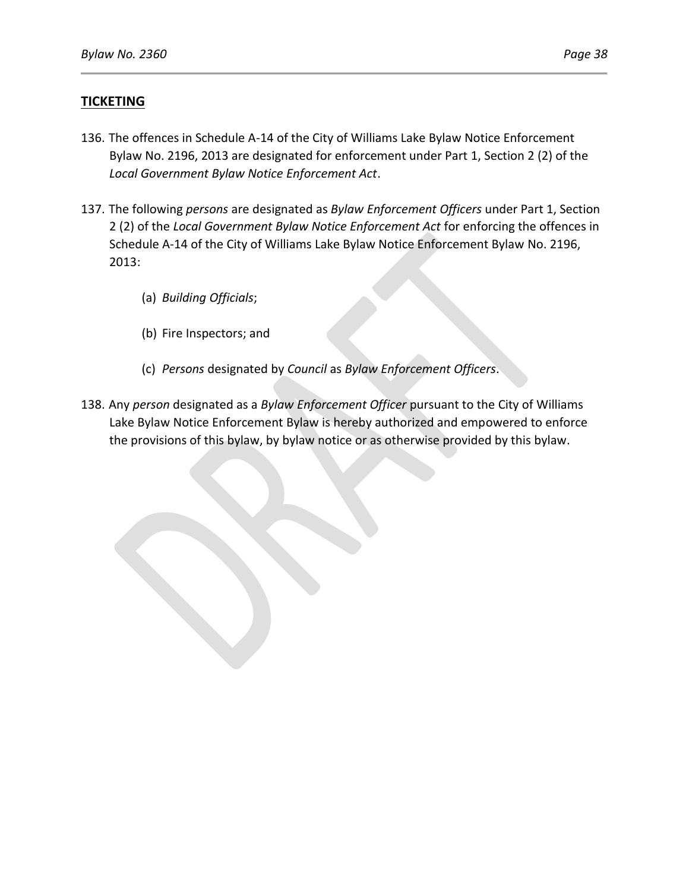## TICKETING

136. The offences in Schedule A-14 of the City of Williams Lake Bylaw Notice Enforcement Bylaw No. 2196, 2013 are designated for enforcement under Part 1, Section 2 (2) of the *Local Government Bylaw Notice Enforcement Act*.

137. The following *persons* are designated as *Bylaw Enforcement Officers* under Part 1, Section 2 (2) of the *Local Government Bylaw Notice Enforcement Act* for enforcing the offences in Schedule A-14 of the City of Williams Lake Bylaw Notice Enforcement Bylaw No. 2196, 2013:

    (a) *Building Officials*;

    (b) Fire Inspectors; and

    (c) *Persons* designated by *Council* as *Bylaw Enforcement Officers*.

138. Any *person* designated as a *Bylaw Enforcement Officer* pursuant to the City of Williams Lake Bylaw Notice Enforcement Bylaw is hereby authorized and empowered to enforce the provisions of this bylaw, by bylaw notice or as otherwise provided by this bylaw.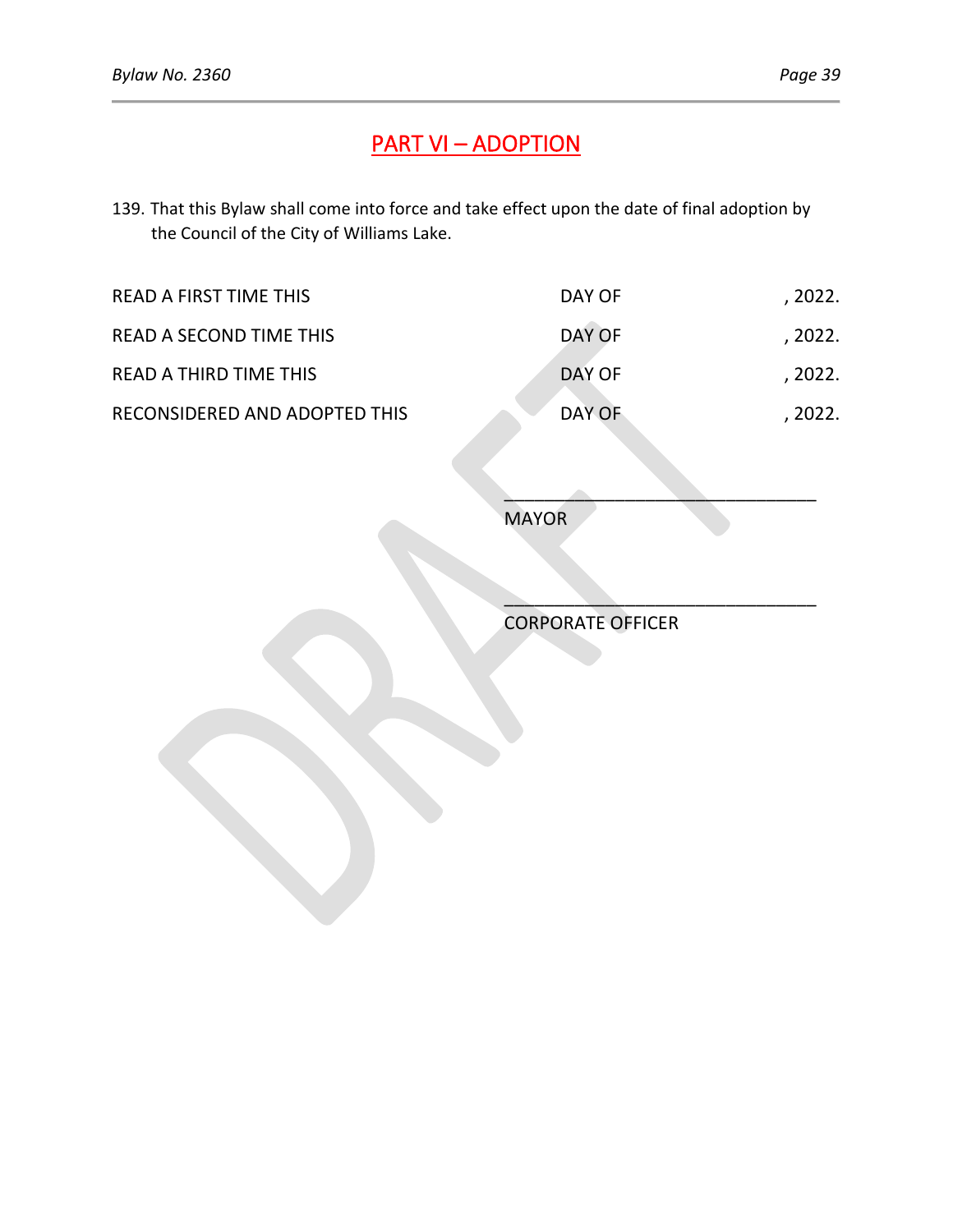## PART VI – ADOPTION

139. That this Bylaw shall come into force and take effect upon the date of final adoption by the Council of the City of Williams Lake.

READ A FIRST TIME THIS DAY OF , 2022.

READ A SECOND TIME THIS DAY OF , 2022.

READ A THIRD TIME THIS DAY OF , 2022.

RECONSIDERED AND ADOPTED THIS DAY OF , 2022.

\_\_\_\_\_\_\_\_\_\_\_\_\_\_\_\_\_\_\_\_\_\_\_\_\_\_\_\_\_\_\_\_

MAYOR

\_\_\_\_\_\_\_\_\_\_\_\_\_\_\_\_\_\_\_\_\_\_\_\_\_\_\_\_\_\_\_\_

CORPORATE OFFICER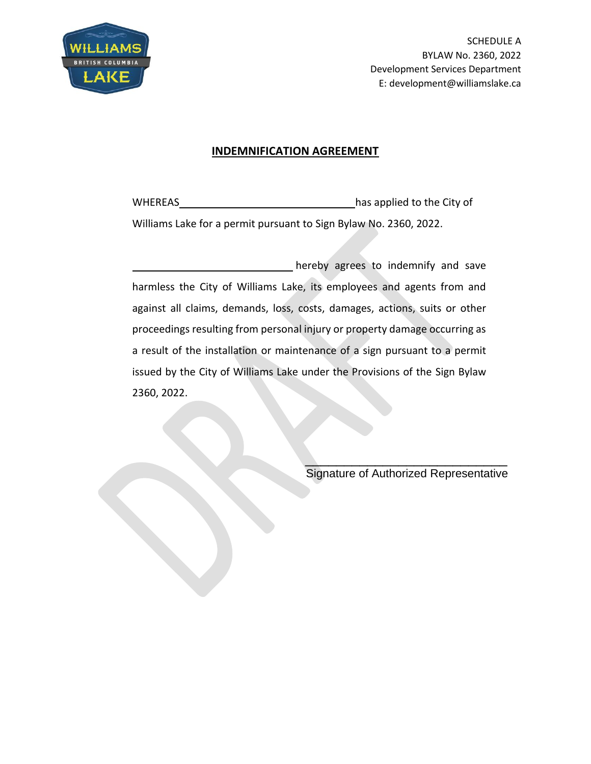SCHEDULE A
BYLAW No. 2360, 2022
Development Services Department
E: development@williamslake.ca

## INDEMNIFICATION AGREEMENT

WHEREAS ______________________________ has applied to the City of Williams Lake for a permit pursuant to Sign Bylaw No. 2360, 2022.

______________________________ hereby agrees to indemnify and save harmless the City of Williams Lake, its employees and agents from and against all claims, demands, loss, costs, damages, actions, suits or other proceedings resulting from personal injury or property damage occurring as a result of the installation or maintenance of a sign pursuant to a permit issued by the City of Williams Lake under the Provisions of the Sign Bylaw 2360, 2022.

______________________________
Signature of Authorized Representative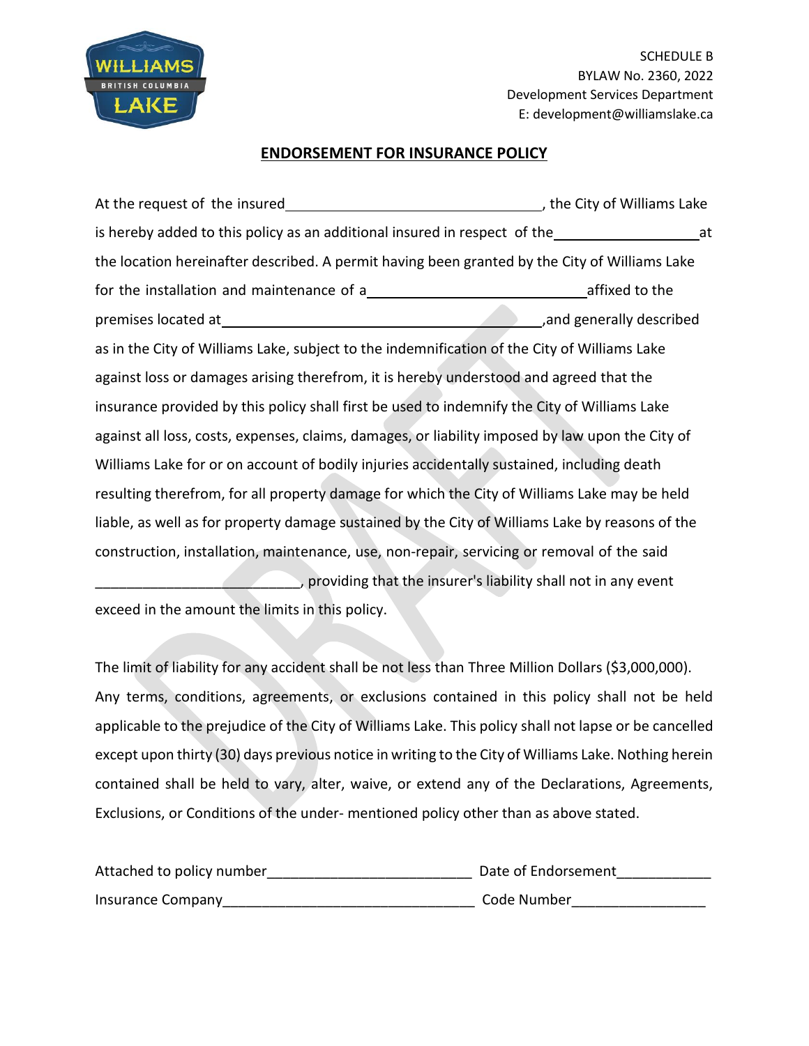SCHEDULE B
BYLAW No. 2360, 2022
Development Services Department
E: development@williamslake.ca

## ENDORSEMENT FOR INSURANCE POLICY

At the request of the insured________________________________, the City of Williams Lake is hereby added to this policy as an additional insured in respect of the__________________at the location hereinafter described. A permit having been granted by the City of Williams Lake for the installation and maintenance of a____________________________affixed to the premises located at________________________________________,and generally described as in the City of Williams Lake, subject to the indemnification of the City of Williams Lake against loss or damages arising therefrom, it is hereby understood and agreed that the insurance provided by this policy shall first be used to indemnify the City of Williams Lake against all loss, costs, expenses, claims, damages, or liability imposed by law upon the City of Williams Lake for or on account of bodily injuries accidentally sustained, including death resulting therefrom, for all property damage for which the City of Williams Lake may be held liable, as well as for property damage sustained by the City of Williams Lake by reasons of the construction, installation, maintenance, use, non-repair, servicing or removal of the said __________________________, providing that the insurer's liability shall not in any event exceed in the amount the limits in this policy.

The limit of liability for any accident shall be not less than Three Million Dollars ($3,000,000). Any terms, conditions, agreements, or exclusions contained in this policy shall not be held applicable to the prejudice of the City of Williams Lake. This policy shall not lapse or be cancelled except upon thirty (30) days previous notice in writing to the City of Williams Lake. Nothing herein contained shall be held to vary, alter, waive, or extend any of the Declarations, Agreements, Exclusions, or Conditions of the under- mentioned policy other than as above stated.

Attached to policy number__________________________ Date of Endorsement____________

Insurance Company________________________________ Code Number_________________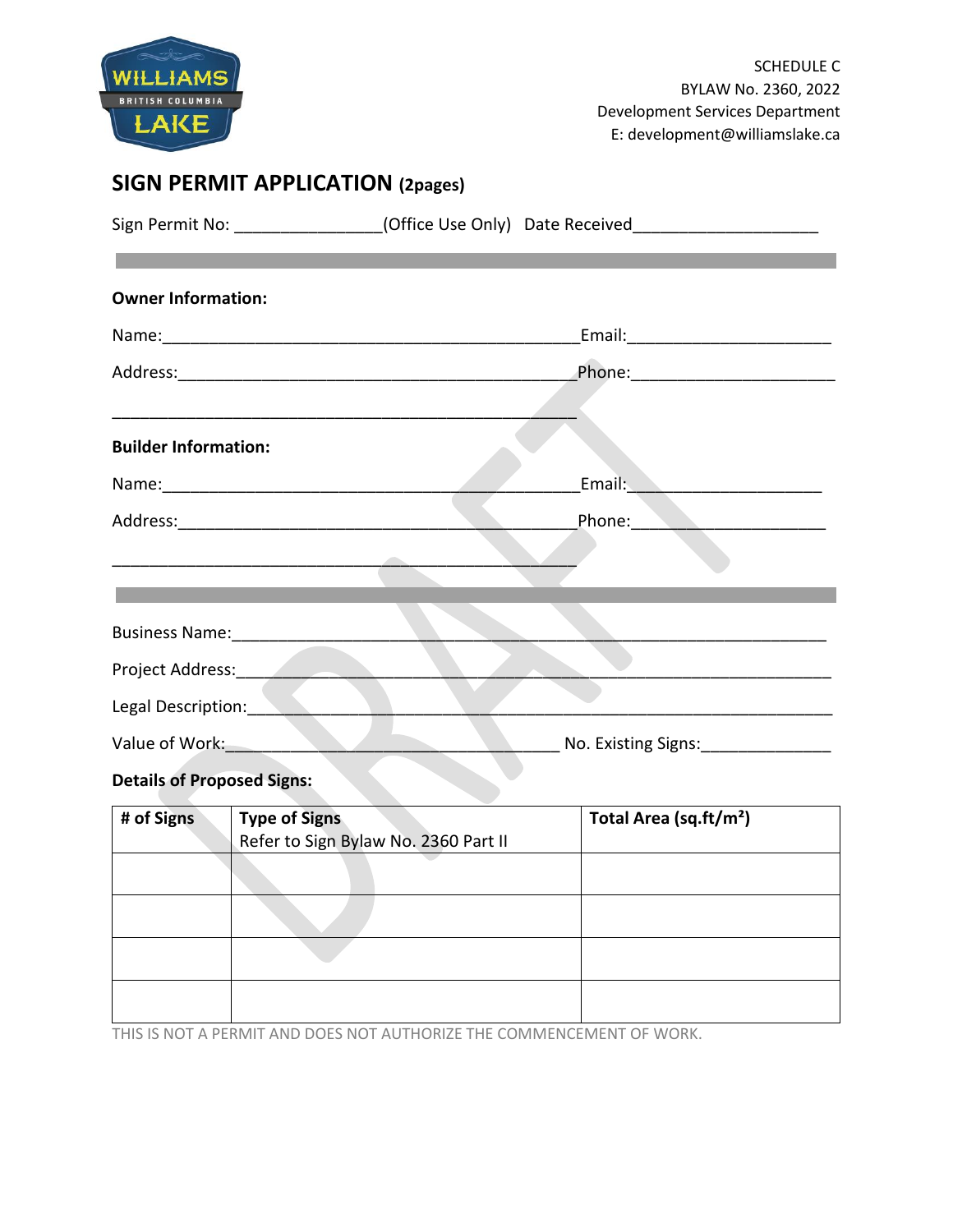SCHEDULE C
BYLAW No. 2360, 2022
Development Services Department
E: development@williamslake.ca

## SIGN PERMIT APPLICATION (2pages)

Sign Permit No: ________________(Office Use Only)  Date Received____________________

**Owner Information:**

Name:______________________________________________Email:______________________

Address:____________________________________________Phone:______________________

_________________________________________________

**Builder Information:**

Name:______________________________________________Email:______________________

Address:____________________________________________Phone:______________________

_________________________________________________

Business Name:_____________________________________________________________________

Project Address:____________________________________________________________________

Legal Description:___________________________________________________________________

Value of Work:____________________________________ No. Existing Signs:______________

**Details of Proposed Signs:**

| **# of Signs** | **Type of Signs** Refer to Sign Bylaw No. 2360 Part II | **Total Area (sq.ft/m²)** |
|---|---|---|
| | | |
| | | |
| | | |
| | | |

THIS IS NOT A PERMIT AND DOES NOT AUTHORIZE THE COMMENCEMENT OF WORK.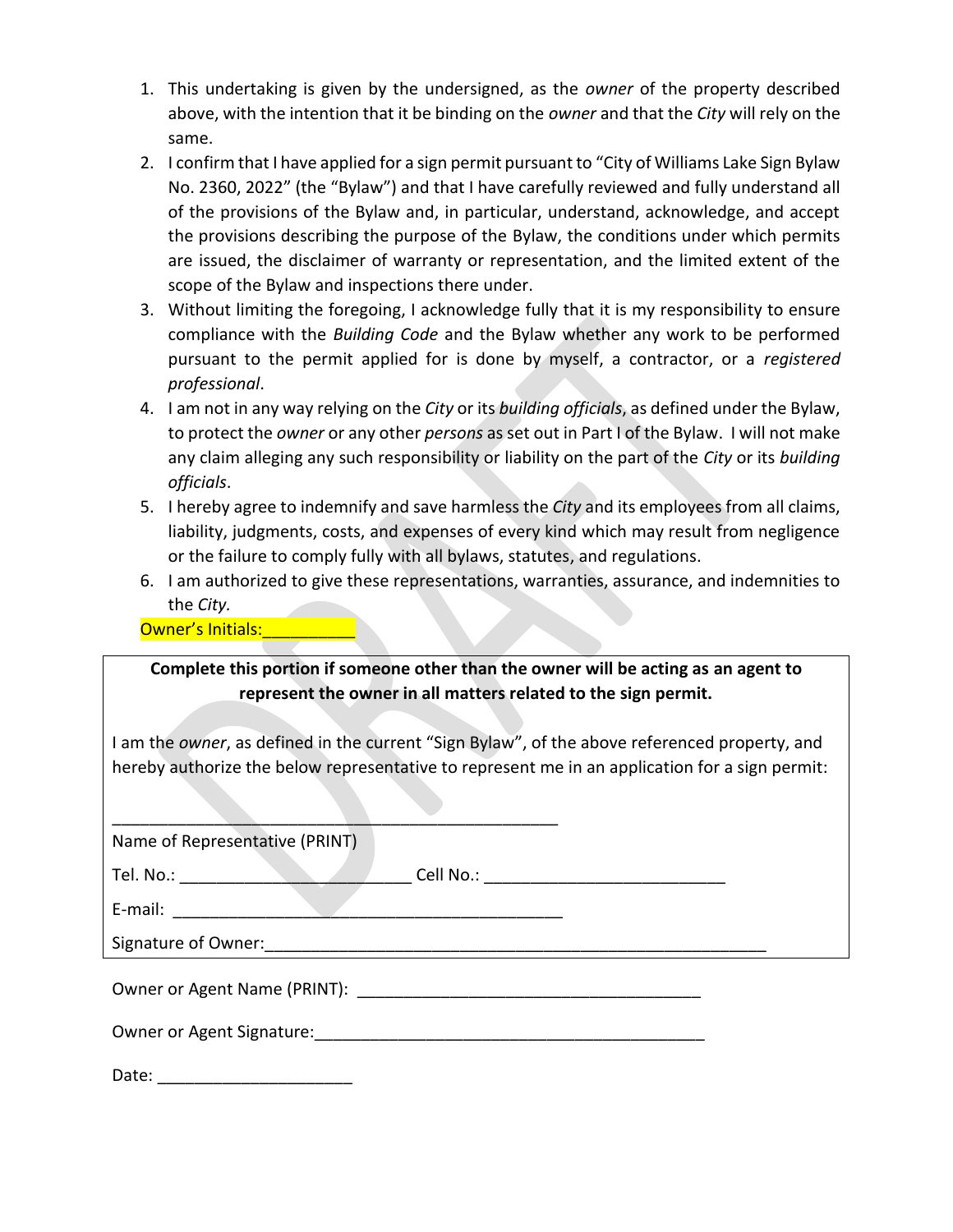1. This undertaking is given by the undersigned, as the *owner* of the property described above, with the intention that it be binding on the *owner* and that the *City* will rely on the same.
2. I confirm that I have applied for a sign permit pursuant to "City of Williams Lake Sign Bylaw No. 2360, 2022" (the "Bylaw") and that I have carefully reviewed and fully understand all of the provisions of the Bylaw and, in particular, understand, acknowledge, and accept the provisions describing the purpose of the Bylaw, the conditions under which permits are issued, the disclaimer of warranty or representation, and the limited extent of the scope of the Bylaw and inspections there under.
3. Without limiting the foregoing, I acknowledge fully that it is my responsibility to ensure compliance with the *Building Code* and the Bylaw whether any work to be performed pursuant to the permit applied for is done by myself, a contractor, or a *registered professional*.
4. I am not in any way relying on the *City* or its *building officials*, as defined under the Bylaw, to protect the *owner* or any other *persons* as set out in Part I of the Bylaw. I will not make any claim alleging any such responsibility or liability on the part of the *City* or its *building officials*.
5. I hereby agree to indemnify and save harmless the *City* and its employees from all claims, liability, judgments, costs, and expenses of every kind which may result from negligence or the failure to comply fully with all bylaws, statutes, and regulations.
6. I am authorized to give these representations, warranties, assurance, and indemnities to the *City*.

Owner's Initials:__________

**Complete this portion if someone other than the owner will be acting as an agent to represent the owner in all matters related to the sign permit.**

I am the *owner*, as defined in the current "Sign Bylaw", of the above referenced property, and hereby authorize the below representative to represent me in an application for a sign permit:

__________________________________________________

Name of Representative (PRINT)

Tel. No.: _________________________ Cell No.: __________________________

E-mail: ___________________________________________

Signature of Owner:_______________________________________________________

Owner or Agent Name (PRINT): _____________________________________

Owner or Agent Signature:________________________________________

Date: _____________________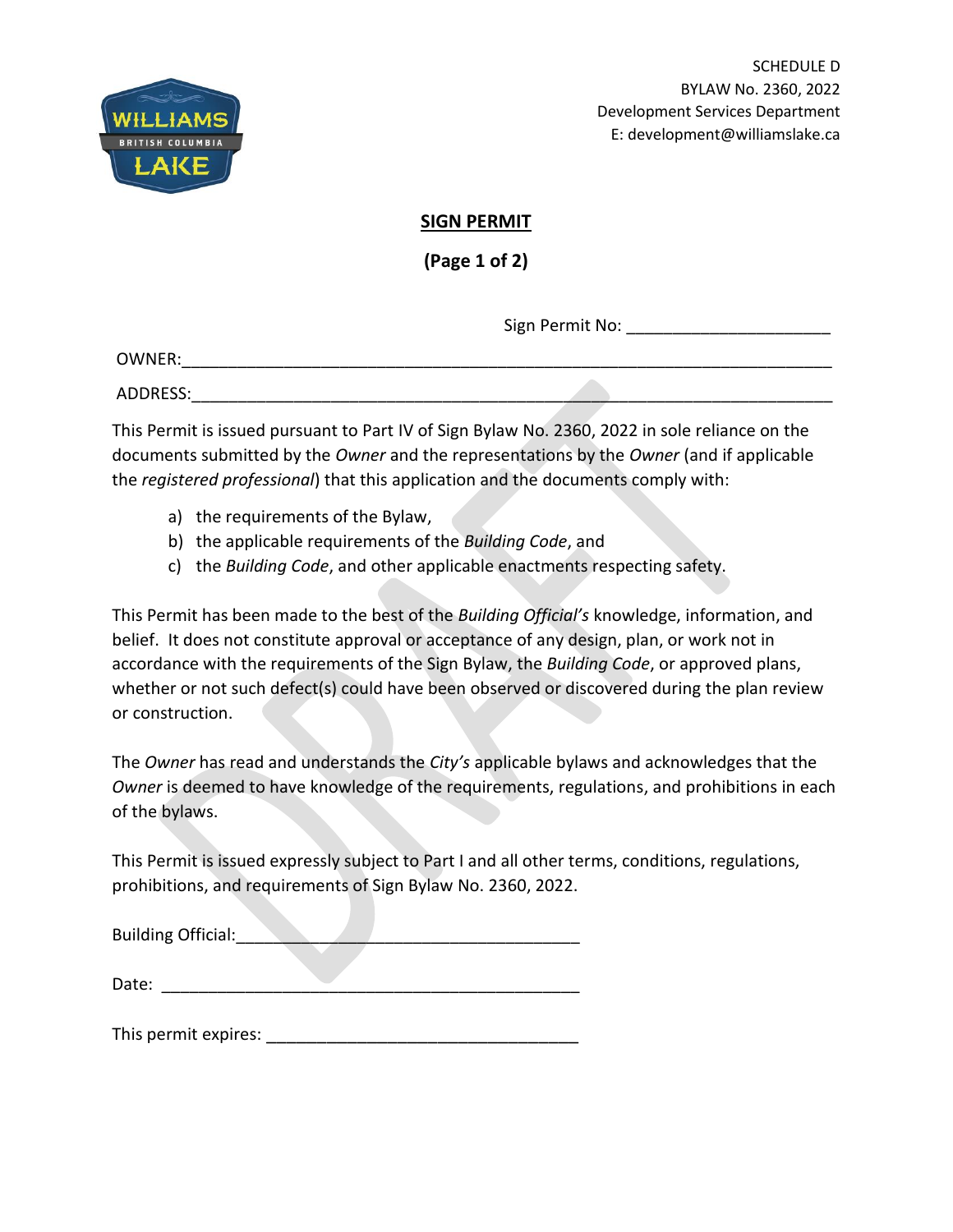SCHEDULE D
BYLAW No. 2360, 2022
Development Services Department
E: development@williamslake.ca

# SIGN PERMIT

**(Page 1 of 2)**

Sign Permit No: ______________________

OWNER:___________________________________________________________________

ADDRESS:_________________________________________________________________

This Permit is issued pursuant to Part IV of Sign Bylaw No. 2360, 2022 in sole reliance on the documents submitted by the *Owner* and the representations by the *Owner* (and if applicable the *registered professional*) that this application and the documents comply with:

a) the requirements of the Bylaw,
b) the applicable requirements of the *Building Code*, and
c) the *Building Code*, and other applicable enactments respecting safety.

This Permit has been made to the best of the *Building Official's* knowledge, information, and belief. It does not constitute approval or acceptance of any design, plan, or work not in accordance with the requirements of the Sign Bylaw, the *Building Code*, or approved plans, whether or not such defect(s) could have been observed or discovered during the plan review or construction.

The *Owner* has read and understands the *City's* applicable bylaws and acknowledges that the *Owner* is deemed to have knowledge of the requirements, regulations, and prohibitions in each of the bylaws.

This Permit is issued expressly subject to Part I and all other terms, conditions, regulations, prohibitions, and requirements of Sign Bylaw No. 2360, 2022.

Building Official:______________________________________

Date: ______________________________________________

This permit expires: __________________________________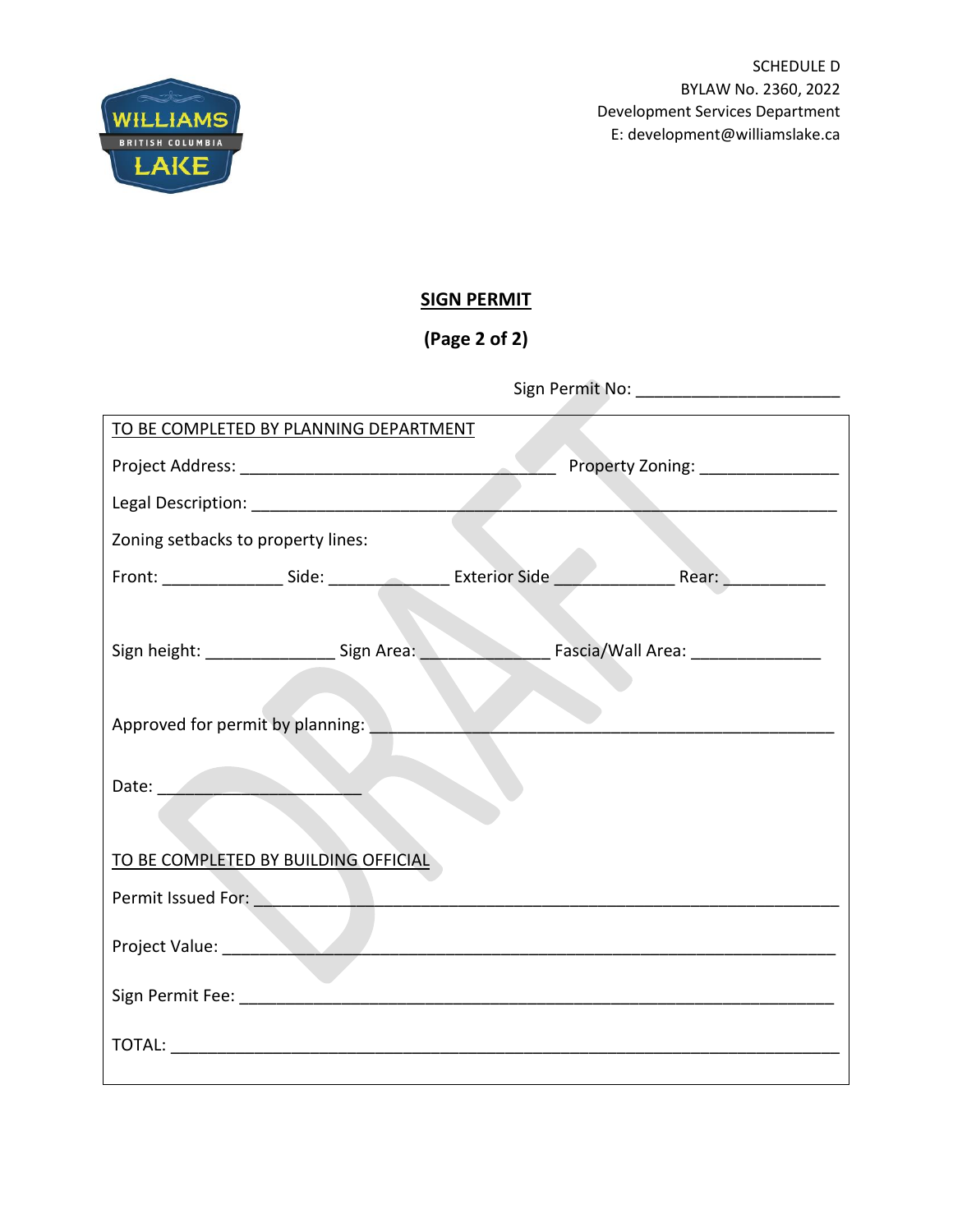SCHEDULE D
BYLAW No. 2360, 2022
Development Services Department
E: development@williamslake.ca

## SIGN PERMIT

**(Page 2 of 2)**

Sign Permit No: ______________________

TO BE COMPLETED BY PLANNING DEPARTMENT

Project Address: ___________________________________ Property Zoning: _______________

Legal Description: ________________________________________________________________

Zoning setbacks to property lines:

Front: _____________ Side: _____________ Exterior Side _____________ Rear: ___________

Sign height: ______________ Sign Area: ______________ Fascia/Wall Area: ______________

Approved for permit by planning: ___________________________________________________

Date: ______________________

TO BE COMPLETED BY BUILDING OFFICIAL

Permit Issued For: _________________________________________________________________

Project Value: _____________________________________________________________________

Sign Permit Fee: ___________________________________________________________________

TOTAL: ___________________________________________________________________________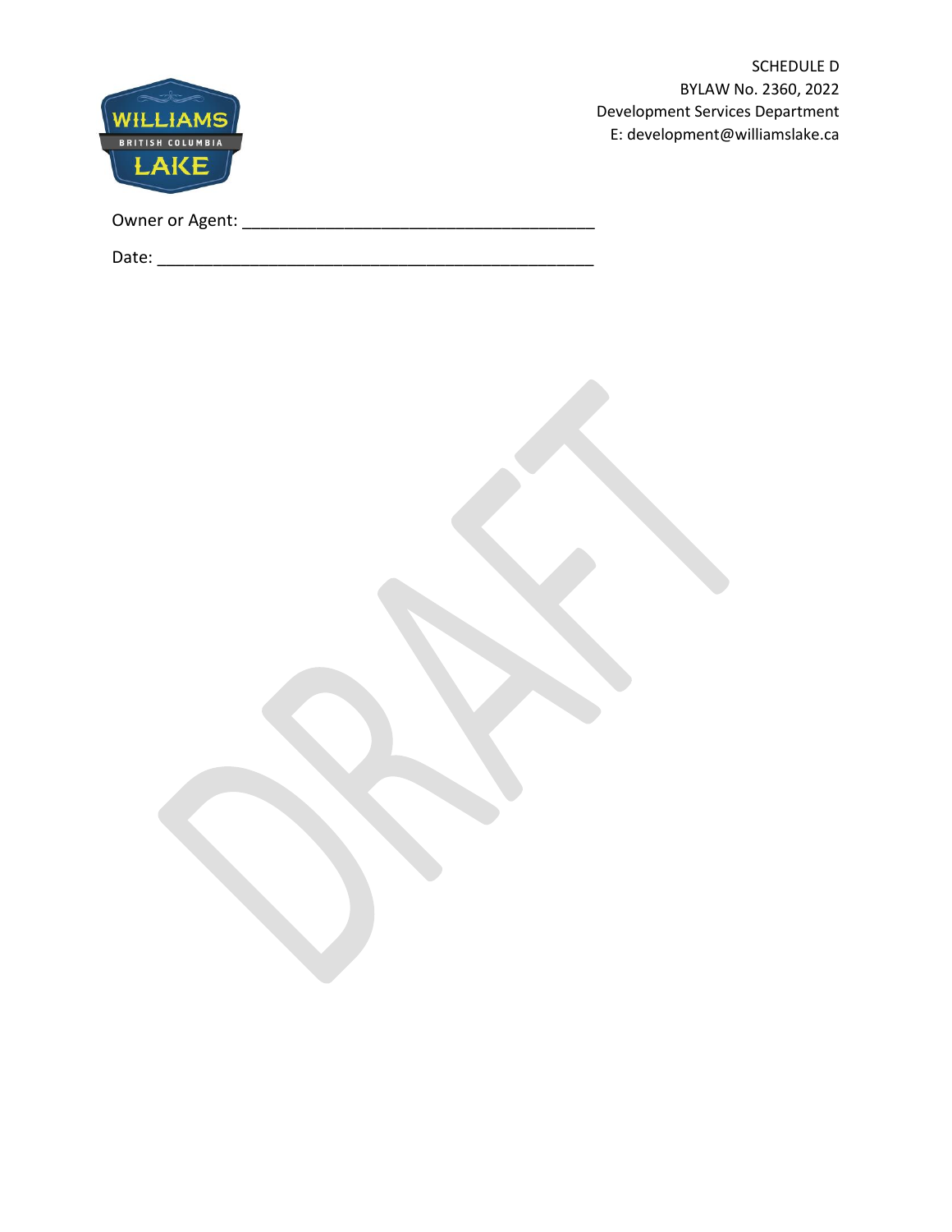SCHEDULE D
BYLAW No. 2360, 2022
Development Services Department
E: development@williamslake.ca

Owner or Agent: ________________________________________

Date: __________________________________________________

DRAFT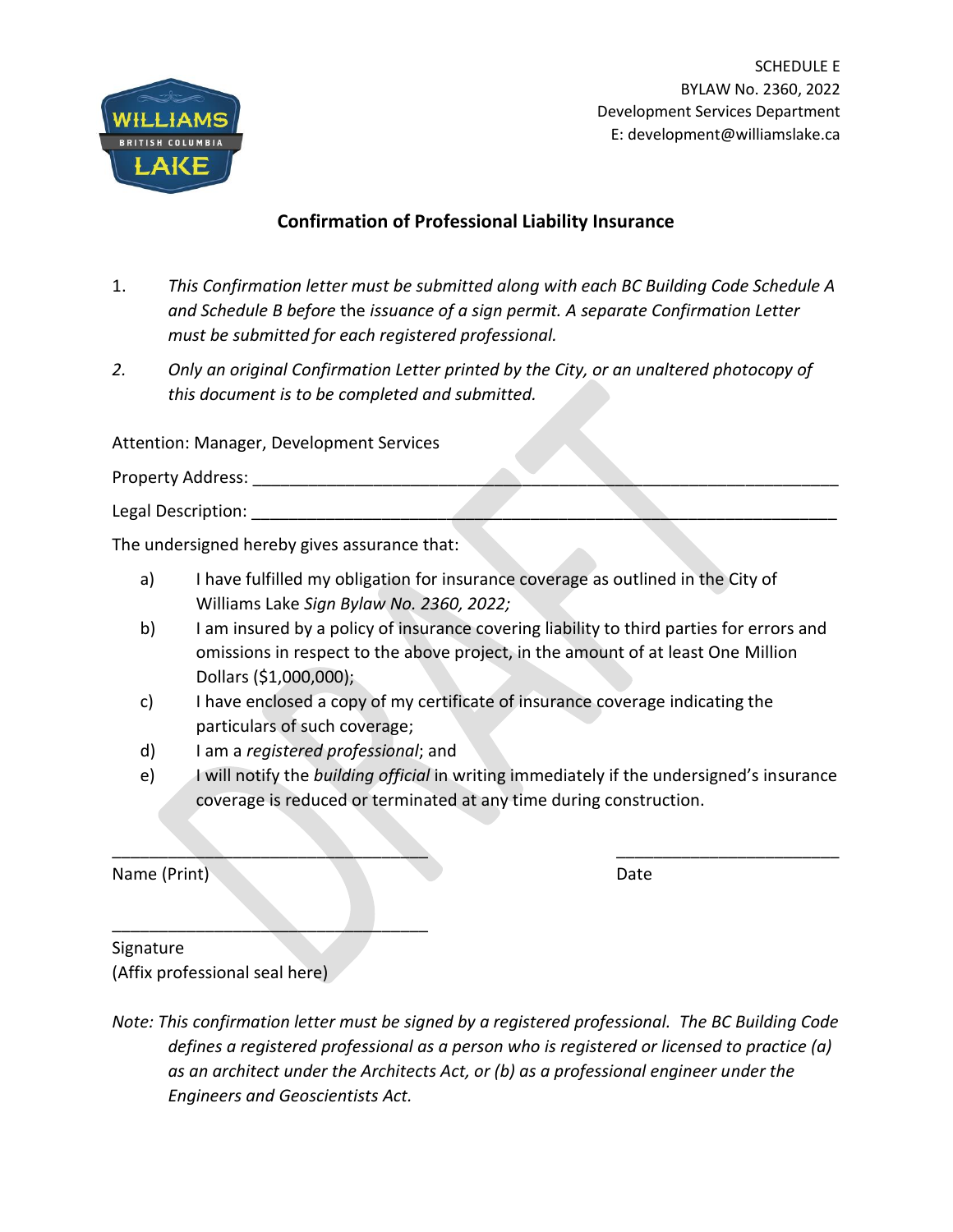SCHEDULE E
BYLAW No. 2360, 2022
Development Services Department
E: development@williamslake.ca

## Confirmation of Professional Liability Insurance

1. *This Confirmation letter must be submitted along with each BC Building Code Schedule A and Schedule B before* the *issuance of a sign permit. A separate Confirmation Letter must be submitted for each registered professional.*
2. *Only an original Confirmation Letter printed by the City, or an unaltered photocopy of this document is to be completed and submitted.*

Attention: Manager, Development Services

Property Address: ________________________________________________________________

Legal Description: ________________________________________________________________

The undersigned hereby gives assurance that:

a) I have fulfilled my obligation for insurance coverage as outlined in the City of Williams Lake *Sign Bylaw No. 2360, 2022;*

b) I am insured by a policy of insurance covering liability to third parties for errors and omissions in respect to the above project, in the amount of at least One Million Dollars ($1,000,000);

c) I have enclosed a copy of my certificate of insurance coverage indicating the particulars of such coverage;

d) I am a *registered professional*; and

e) I will notify the *building official* in writing immediately if the undersigned's insurance coverage is reduced or terminated at any time during construction.

__________________________________ __________________________

Name (Print) Date

__________________________________

Signature
(Affix professional seal here)

*Note: This confirmation letter must be signed by a registered professional. The BC Building Code defines a registered professional as a person who is registered or licensed to practice (a) as an architect under the Architects Act, or (b) as a professional engineer under the Engineers and Geoscientists Act.*